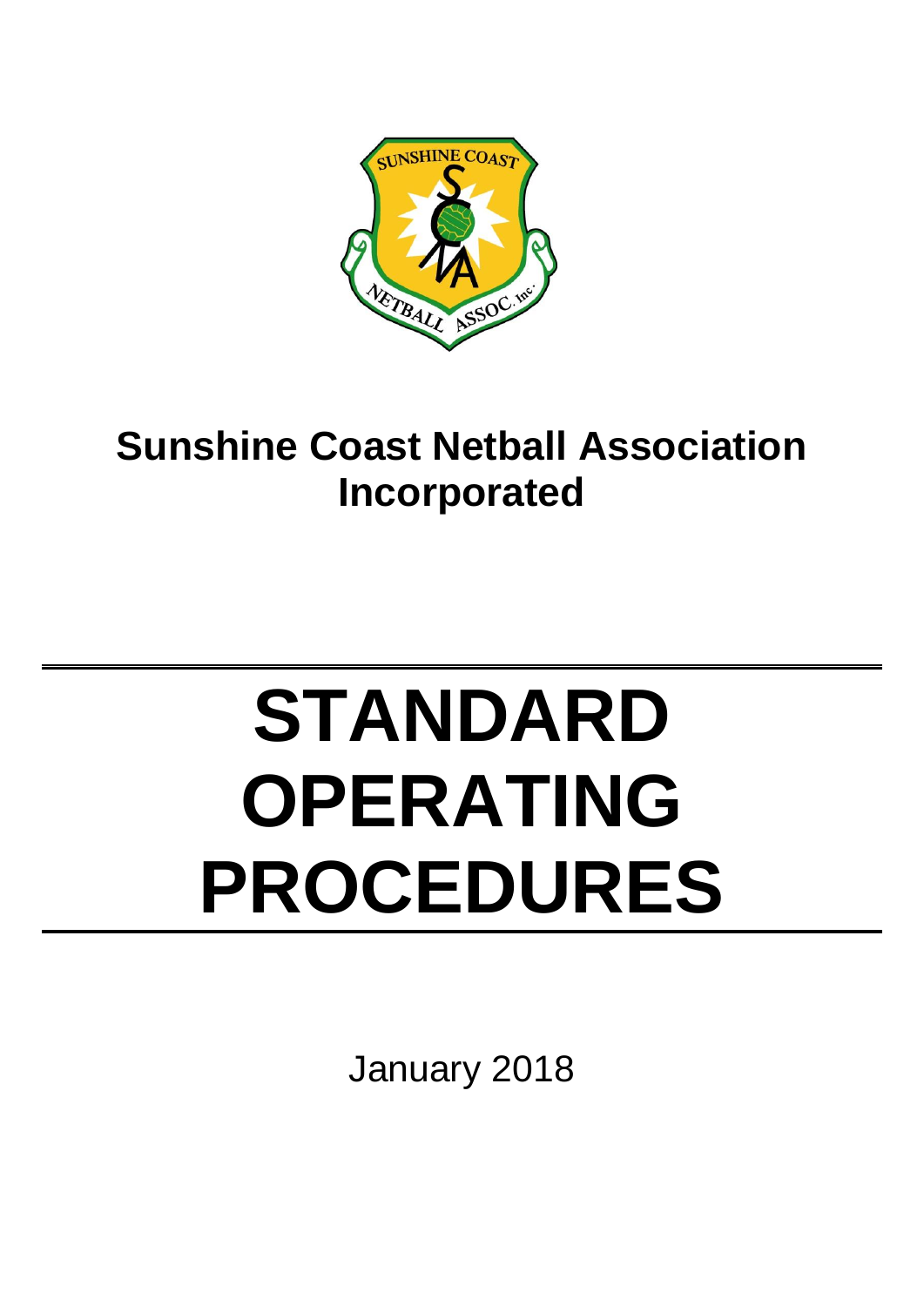# Sunshine Coast Netball Association Incorporated

# STANDARD OPERATING PROCEDURES

January 2018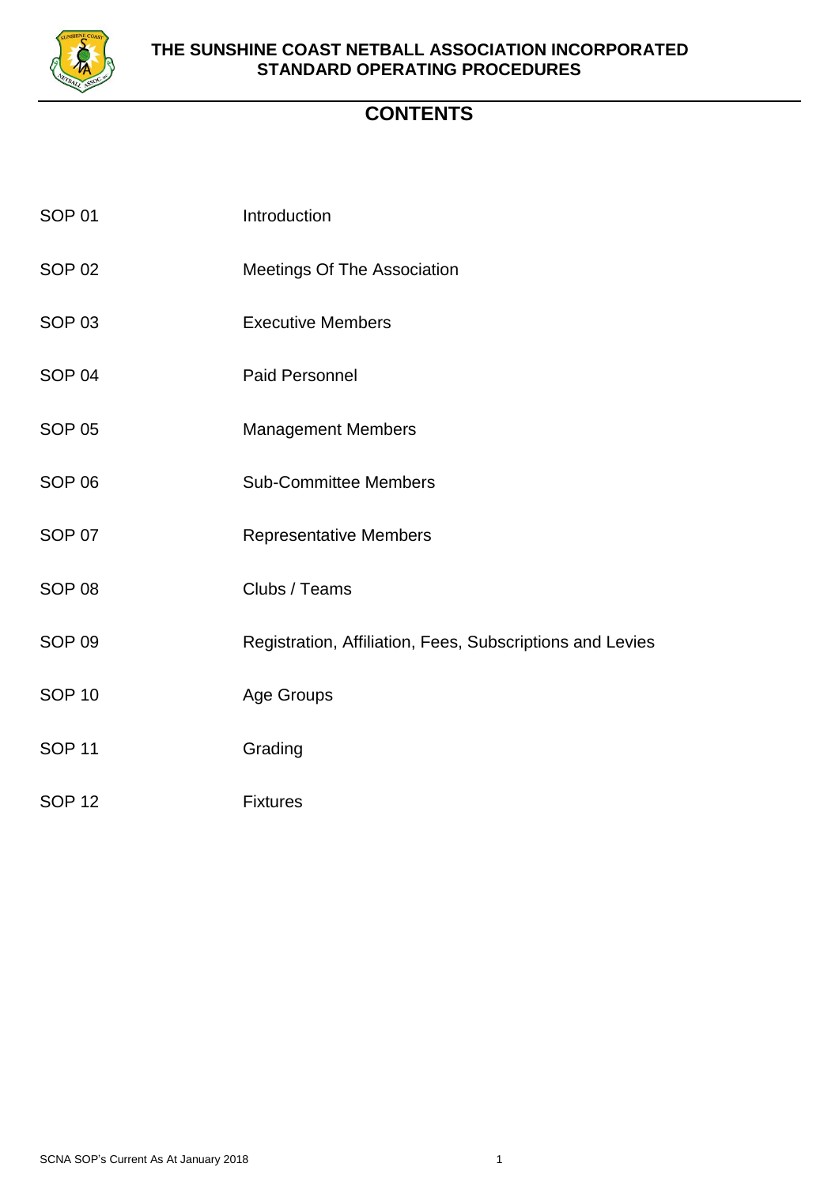# CONTENTS

| | |
|---|---|
| SOP 01 | Introduction |
| SOP 02 | Meetings Of The Association |
| SOP 03 | Executive Members |
| SOP 04 | Paid Personnel |
| SOP 05 | Management Members |
| SOP 06 | Sub-Committee Members |
| SOP 07 | Representative Members |
| SOP 08 | Clubs / Teams |
| SOP 09 | Registration, Affiliation, Fees, Subscriptions and Levies |
| SOP 10 | Age Groups |
| SOP 11 | Grading |
| SOP 12 | Fixtures |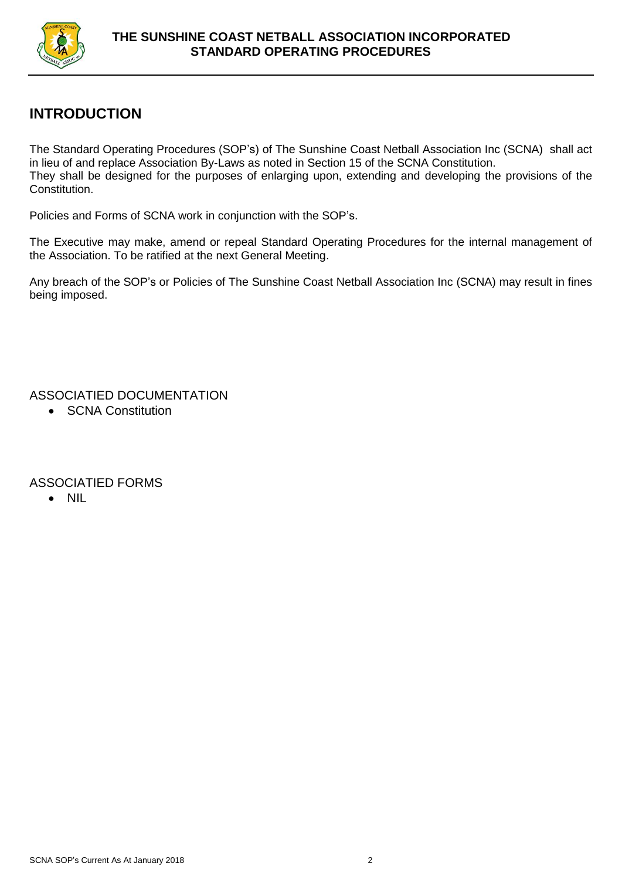## INTRODUCTION

The Standard Operating Procedures (SOP's) of The Sunshine Coast Netball Association Inc (SCNA) shall act in lieu of and replace Association By-Laws as noted in Section 15 of the SCNA Constitution.
They shall be designed for the purposes of enlarging upon, extending and developing the provisions of the Constitution.

Policies and Forms of SCNA work in conjunction with the SOP's.

The Executive may make, amend or repeal Standard Operating Procedures for the internal management of the Association. To be ratified at the next General Meeting.

Any breach of the SOP's or Policies of The Sunshine Coast Netball Association Inc (SCNA) may result in fines being imposed.

ASSOCIATIED DOCUMENTATION

- SCNA Constitution

ASSOCIATIED FORMS

- NIL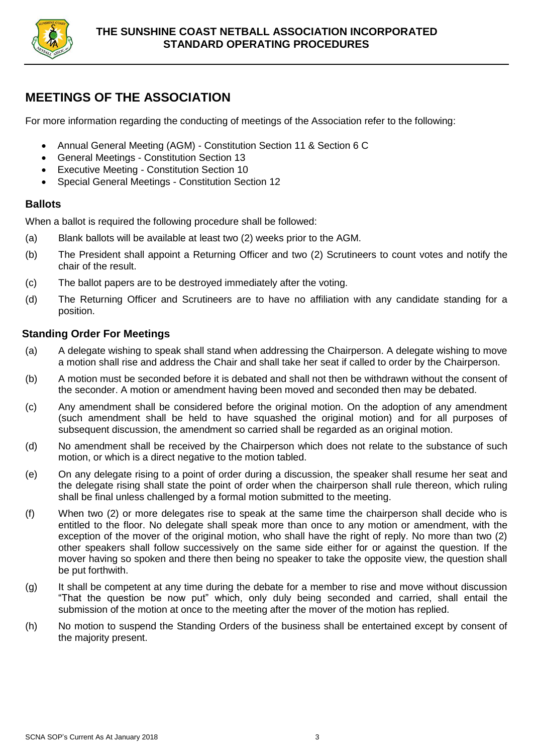## MEETINGS OF THE ASSOCIATION

For more information regarding the conducting of meetings of the Association refer to the following:

- Annual General Meeting (AGM) - Constitution Section 11 & Section 6 C
- General Meetings - Constitution Section 13
- Executive Meeting - Constitution Section 10
- Special General Meetings - Constitution Section 12

### Ballots

When a ballot is required the following procedure shall be followed:

(a) Blank ballots will be available at least two (2) weeks prior to the AGM.

(b) The President shall appoint a Returning Officer and two (2) Scrutineers to count votes and notify the chair of the result.

(c) The ballot papers are to be destroyed immediately after the voting.

(d) The Returning Officer and Scrutineers are to have no affiliation with any candidate standing for a position.

### Standing Order For Meetings

(a) A delegate wishing to speak shall stand when addressing the Chairperson. A delegate wishing to move a motion shall rise and address the Chair and shall take her seat if called to order by the Chairperson.

(b) A motion must be seconded before it is debated and shall not then be withdrawn without the consent of the seconder. A motion or amendment having been moved and seconded then may be debated.

(c) Any amendment shall be considered before the original motion. On the adoption of any amendment (such amendment shall be held to have squashed the original motion) and for all purposes of subsequent discussion, the amendment so carried shall be regarded as an original motion.

(d) No amendment shall be received by the Chairperson which does not relate to the substance of such motion, or which is a direct negative to the motion tabled.

(e) On any delegate rising to a point of order during a discussion, the speaker shall resume her seat and the delegate rising shall state the point of order when the chairperson shall rule thereon, which ruling shall be final unless challenged by a formal motion submitted to the meeting.

(f) When two (2) or more delegates rise to speak at the same time the chairperson shall decide who is entitled to the floor. No delegate shall speak more than once to any motion or amendment, with the exception of the mover of the original motion, who shall have the right of reply. No more than two (2) other speakers shall follow successively on the same side either for or against the question. If the mover having so spoken and there then being no speaker to take the opposite view, the question shall be put forthwith.

(g) It shall be competent at any time during the debate for a member to rise and move without discussion "That the question be now put" which, only duly being seconded and carried, shall entail the submission of the motion at once to the meeting after the mover of the motion has replied.

(h) No motion to suspend the Standing Orders of the business shall be entertained except by consent of the majority present.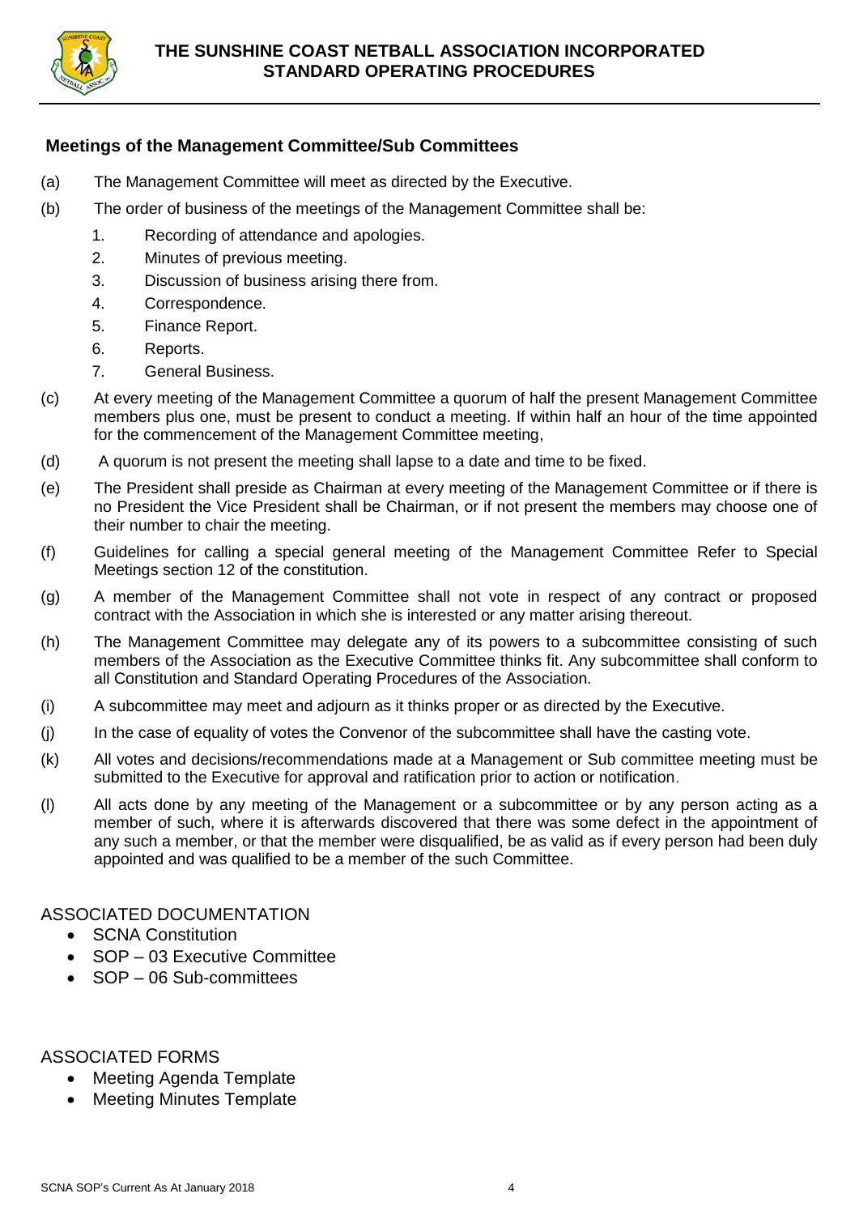## Meetings of the Management Committee/Sub Committees

(a) The Management Committee will meet as directed by the Executive.

(b) The order of business of the meetings of the Management Committee shall be:

1. Recording of attendance and apologies.
2. Minutes of previous meeting.
3. Discussion of business arising there from.
4. Correspondence.
5. Finance Report.
6. Reports.
7. General Business.

(c) At every meeting of the Management Committee a quorum of half the present Management Committee members plus one, must be present to conduct a meeting. If within half an hour of the time appointed for the commencement of the Management Committee meeting,

(d) A quorum is not present the meeting shall lapse to a date and time to be fixed.

(e) The President shall preside as Chairman at every meeting of the Management Committee or if there is no President the Vice President shall be Chairman, or if not present the members may choose one of their number to chair the meeting.

(f) Guidelines for calling a special general meeting of the Management Committee Refer to Special Meetings section 12 of the constitution.

(g) A member of the Management Committee shall not vote in respect of any contract or proposed contract with the Association in which she is interested or any matter arising thereout.

(h) The Management Committee may delegate any of its powers to a subcommittee consisting of such members of the Association as the Executive Committee thinks fit. Any subcommittee shall conform to all Constitution and Standard Operating Procedures of the Association.

(i) A subcommittee may meet and adjourn as it thinks proper or as directed by the Executive.

(j) In the case of equality of votes the Convenor of the subcommittee shall have the casting vote.

(k) All votes and decisions/recommendations made at a Management or Sub committee meeting must be submitted to the Executive for approval and ratification prior to action or notification.

(l) All acts done by any meeting of the Management or a subcommittee or by any person acting as a member of such, where it is afterwards discovered that there was some defect in the appointment of any such a member, or that the member were disqualified, be as valid as if every person had been duly appointed and was qualified to be a member of the such Committee.

ASSOCIATED DOCUMENTATION

- SCNA Constitution
- SOP – 03 Executive Committee
- SOP – 06 Sub-committees

ASSOCIATED FORMS

- Meeting Agenda Template
- Meeting Minutes Template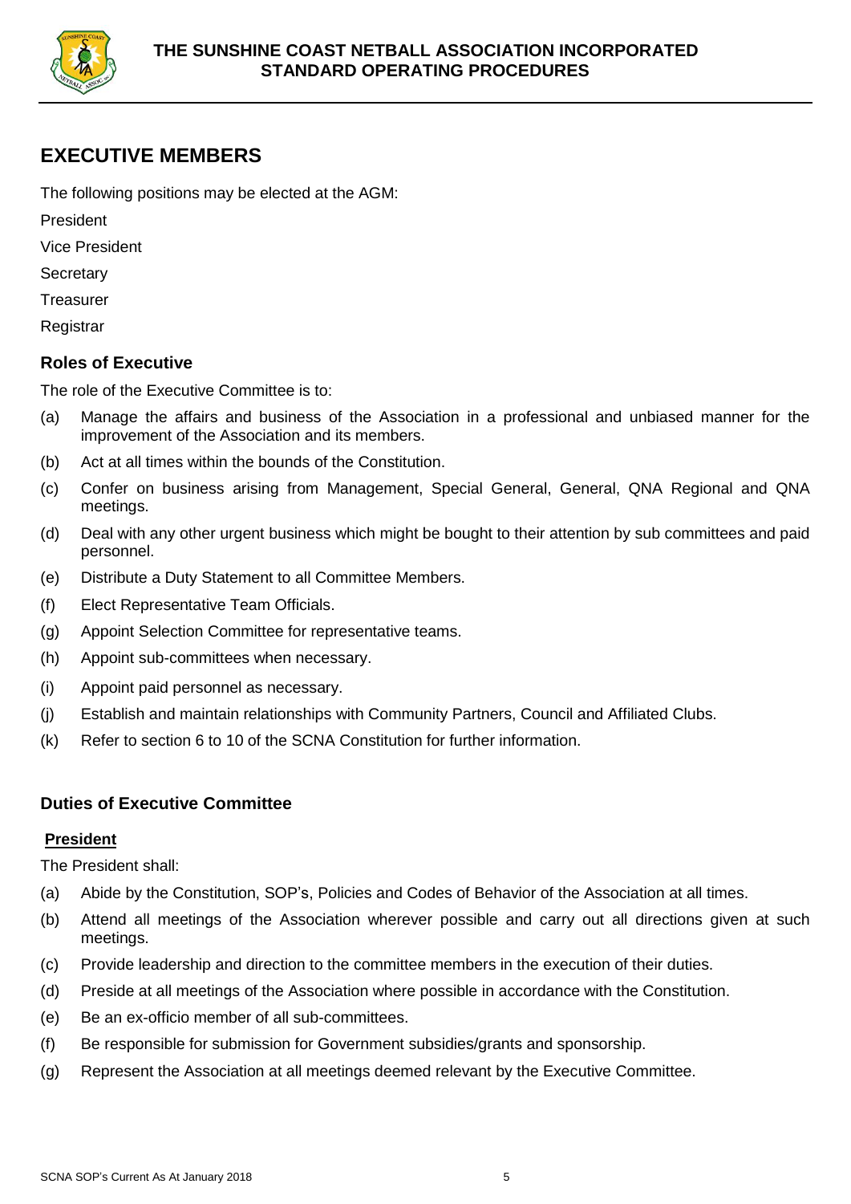## EXECUTIVE MEMBERS

The following positions may be elected at the AGM:

President

Vice President

Secretary

Treasurer

Registrar

### Roles of Executive

The role of the Executive Committee is to:

(a) Manage the affairs and business of the Association in a professional and unbiased manner for the improvement of the Association and its members.

(b) Act at all times within the bounds of the Constitution.

(c) Confer on business arising from Management, Special General, General, QNA Regional and QNA meetings.

(d) Deal with any other urgent business which might be bought to their attention by sub committees and paid personnel.

(e) Distribute a Duty Statement to all Committee Members.

(f) Elect Representative Team Officials.

(g) Appoint Selection Committee for representative teams.

(h) Appoint sub-committees when necessary.

(i) Appoint paid personnel as necessary.

(j) Establish and maintain relationships with Community Partners, Council and Affiliated Clubs.

(k) Refer to section 6 to 10 of the SCNA Constitution for further information.

### Duties of Executive Committee

**President**

The President shall:

(a) Abide by the Constitution, SOP's, Policies and Codes of Behavior of the Association at all times.

(b) Attend all meetings of the Association wherever possible and carry out all directions given at such meetings.

(c) Provide leadership and direction to the committee members in the execution of their duties.

(d) Preside at all meetings of the Association where possible in accordance with the Constitution.

(e) Be an ex-officio member of all sub-committees.

(f) Be responsible for submission for Government subsidies/grants and sponsorship.

(g) Represent the Association at all meetings deemed relevant by the Executive Committee.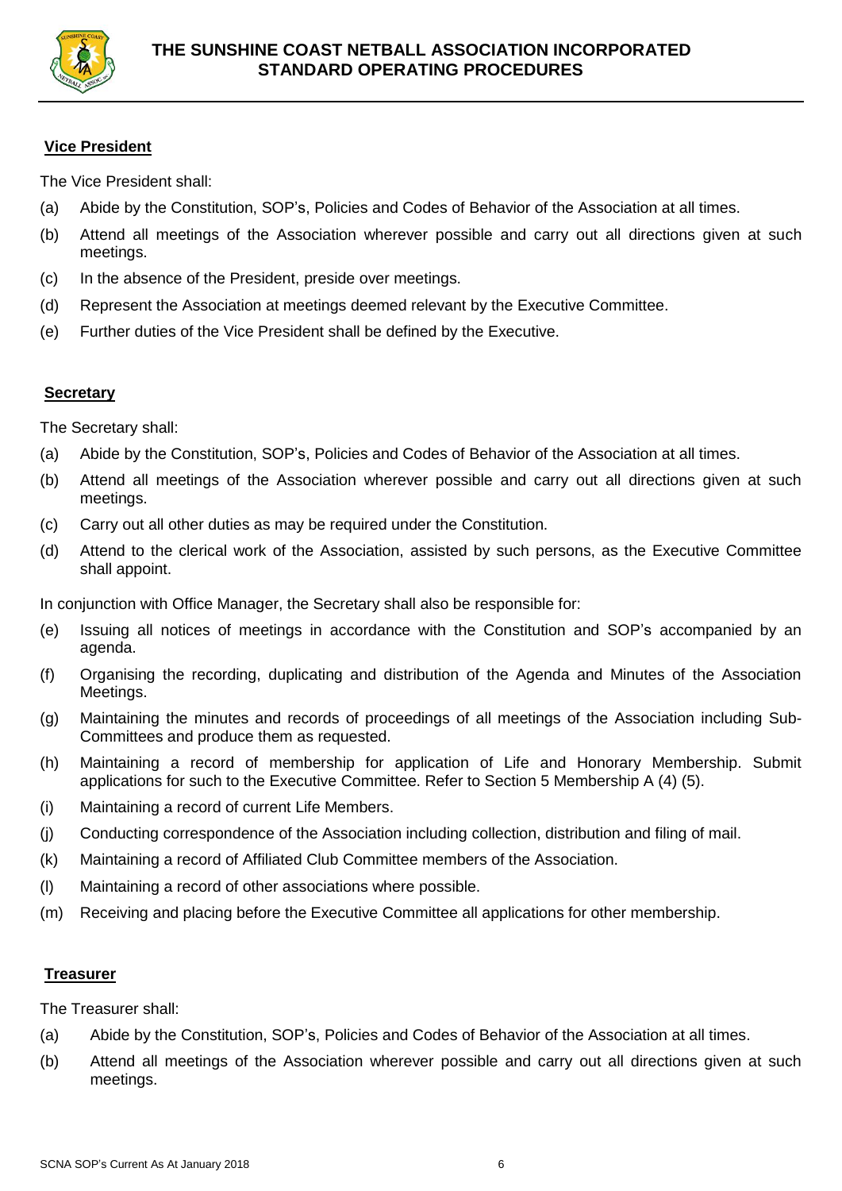**Vice President**

The Vice President shall:

(a) Abide by the Constitution, SOP's, Policies and Codes of Behavior of the Association at all times.

(b) Attend all meetings of the Association wherever possible and carry out all directions given at such meetings.

(c) In the absence of the President, preside over meetings.

(d) Represent the Association at meetings deemed relevant by the Executive Committee.

(e) Further duties of the Vice President shall be defined by the Executive.

**Secretary**

The Secretary shall:

(a) Abide by the Constitution, SOP's, Policies and Codes of Behavior of the Association at all times.

(b) Attend all meetings of the Association wherever possible and carry out all directions given at such meetings.

(c) Carry out all other duties as may be required under the Constitution.

(d) Attend to the clerical work of the Association, assisted by such persons, as the Executive Committee shall appoint.

In conjunction with Office Manager, the Secretary shall also be responsible for:

(e) Issuing all notices of meetings in accordance with the Constitution and SOP's accompanied by an agenda.

(f) Organising the recording, duplicating and distribution of the Agenda and Minutes of the Association Meetings.

(g) Maintaining the minutes and records of proceedings of all meetings of the Association including Sub-Committees and produce them as requested.

(h) Maintaining a record of membership for application of Life and Honorary Membership. Submit applications for such to the Executive Committee. Refer to Section 5 Membership A (4) (5).

(i) Maintaining a record of current Life Members.

(j) Conducting correspondence of the Association including collection, distribution and filing of mail.

(k) Maintaining a record of Affiliated Club Committee members of the Association.

(l) Maintaining a record of other associations where possible.

(m) Receiving and placing before the Executive Committee all applications for other membership.

**Treasurer**

The Treasurer shall:

(a) Abide by the Constitution, SOP's, Policies and Codes of Behavior of the Association at all times.

(b) Attend all meetings of the Association wherever possible and carry out all directions given at such meetings.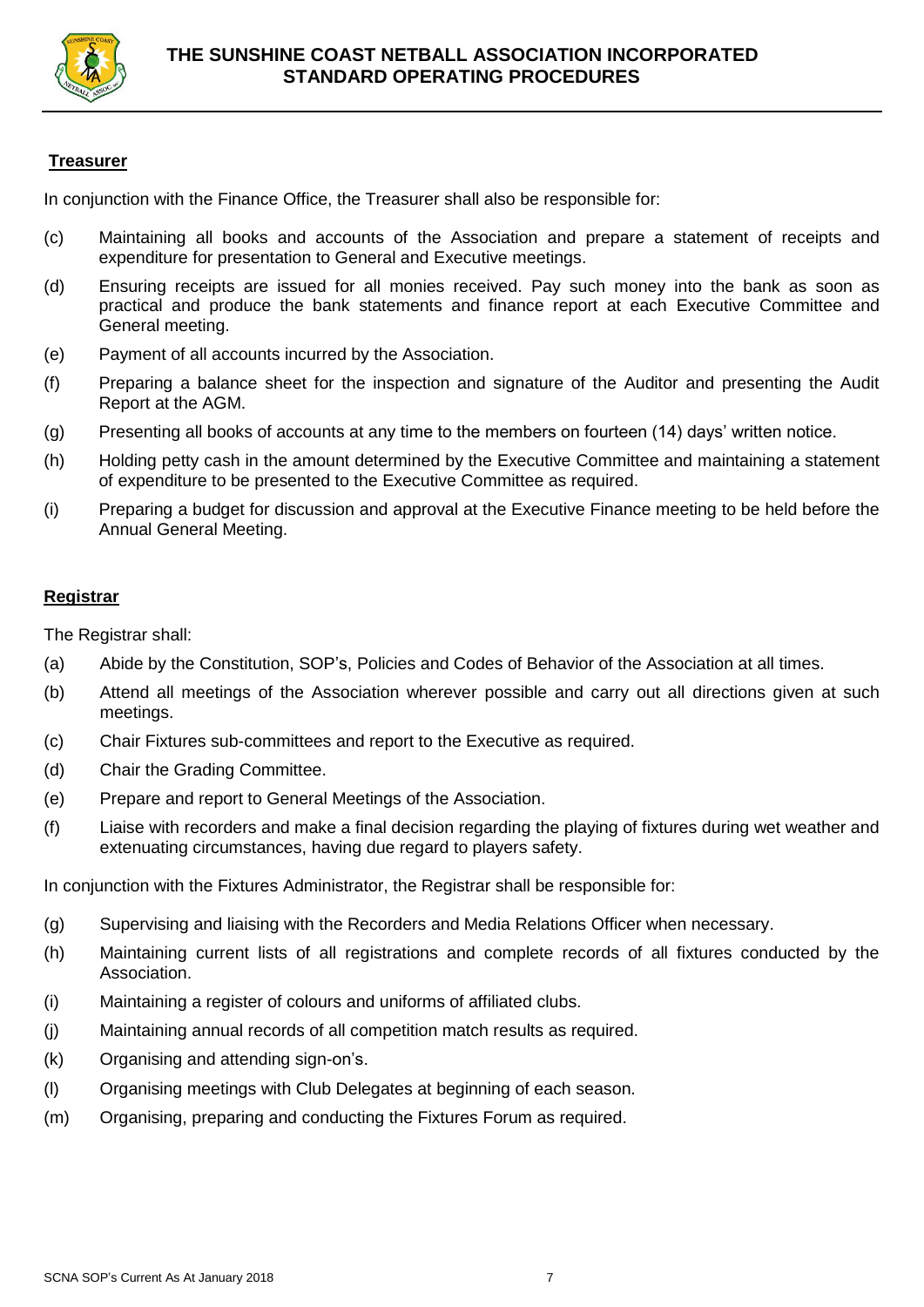**Treasurer**

In conjunction with the Finance Office, the Treasurer shall also be responsible for:

(c) Maintaining all books and accounts of the Association and prepare a statement of receipts and expenditure for presentation to General and Executive meetings.

(d) Ensuring receipts are issued for all monies received. Pay such money into the bank as soon as practical and produce the bank statements and finance report at each Executive Committee and General meeting.

(e) Payment of all accounts incurred by the Association.

(f) Preparing a balance sheet for the inspection and signature of the Auditor and presenting the Audit Report at the AGM.

(g) Presenting all books of accounts at any time to the members on fourteen (14) days' written notice.

(h) Holding petty cash in the amount determined by the Executive Committee and maintaining a statement of expenditure to be presented to the Executive Committee as required.

(i) Preparing a budget for discussion and approval at the Executive Finance meeting to be held before the Annual General Meeting.

**Registrar**

The Registrar shall:

(a) Abide by the Constitution, SOP's, Policies and Codes of Behavior of the Association at all times.

(b) Attend all meetings of the Association wherever possible and carry out all directions given at such meetings.

(c) Chair Fixtures sub-committees and report to the Executive as required.

(d) Chair the Grading Committee.

(e) Prepare and report to General Meetings of the Association.

(f) Liaise with recorders and make a final decision regarding the playing of fixtures during wet weather and extenuating circumstances, having due regard to players safety.

In conjunction with the Fixtures Administrator, the Registrar shall be responsible for:

(g) Supervising and liaising with the Recorders and Media Relations Officer when necessary.

(h) Maintaining current lists of all registrations and complete records of all fixtures conducted by the Association.

(i) Maintaining a register of colours and uniforms of affiliated clubs.

(j) Maintaining annual records of all competition match results as required.

(k) Organising and attending sign-on's.

(l) Organising meetings with Club Delegates at beginning of each season.

(m) Organising, preparing and conducting the Fixtures Forum as required.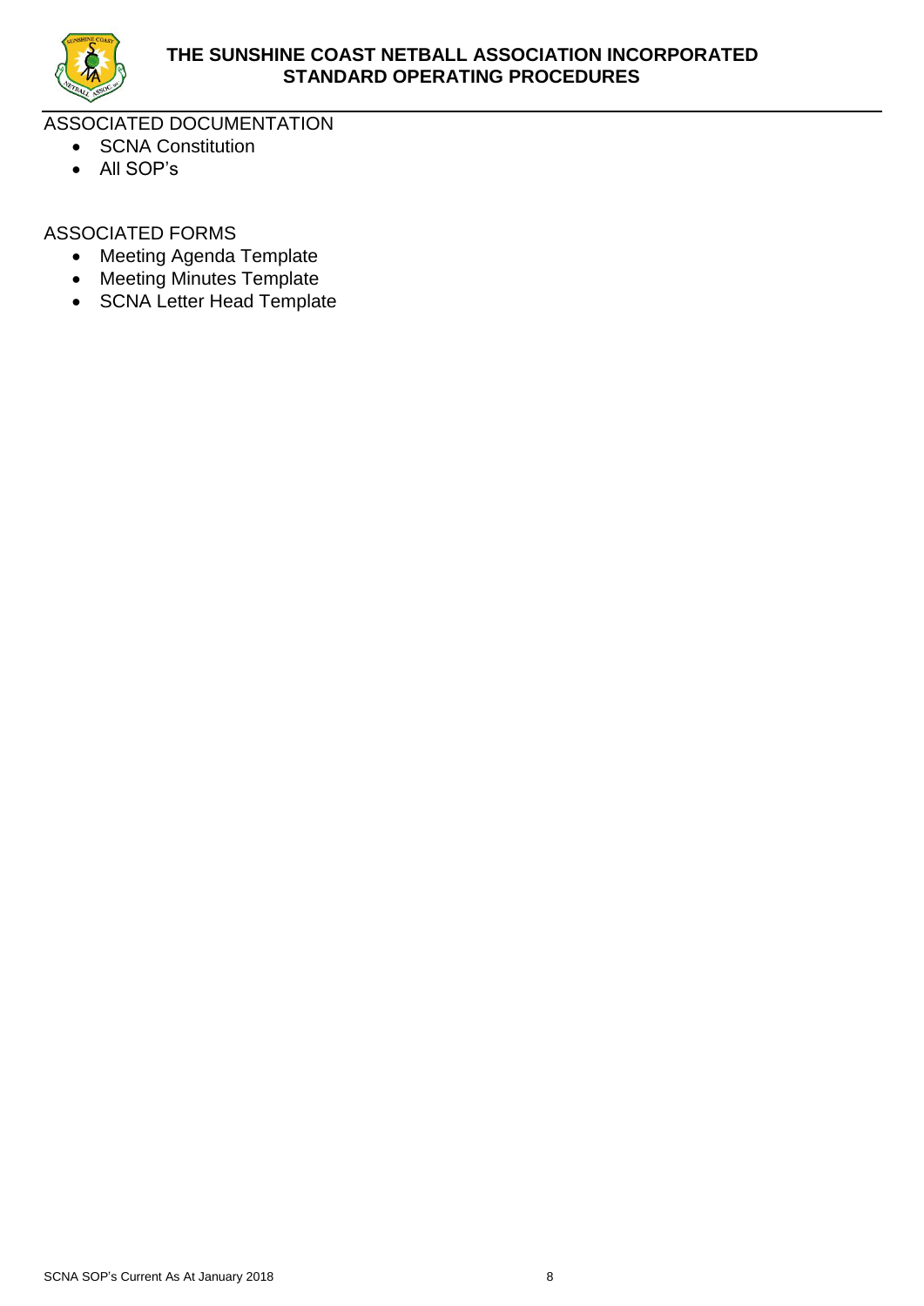ASSOCIATED DOCUMENTATION

- SCNA Constitution
- All SOP's

ASSOCIATED FORMS

- Meeting Agenda Template
- Meeting Minutes Template
- SCNA Letter Head Template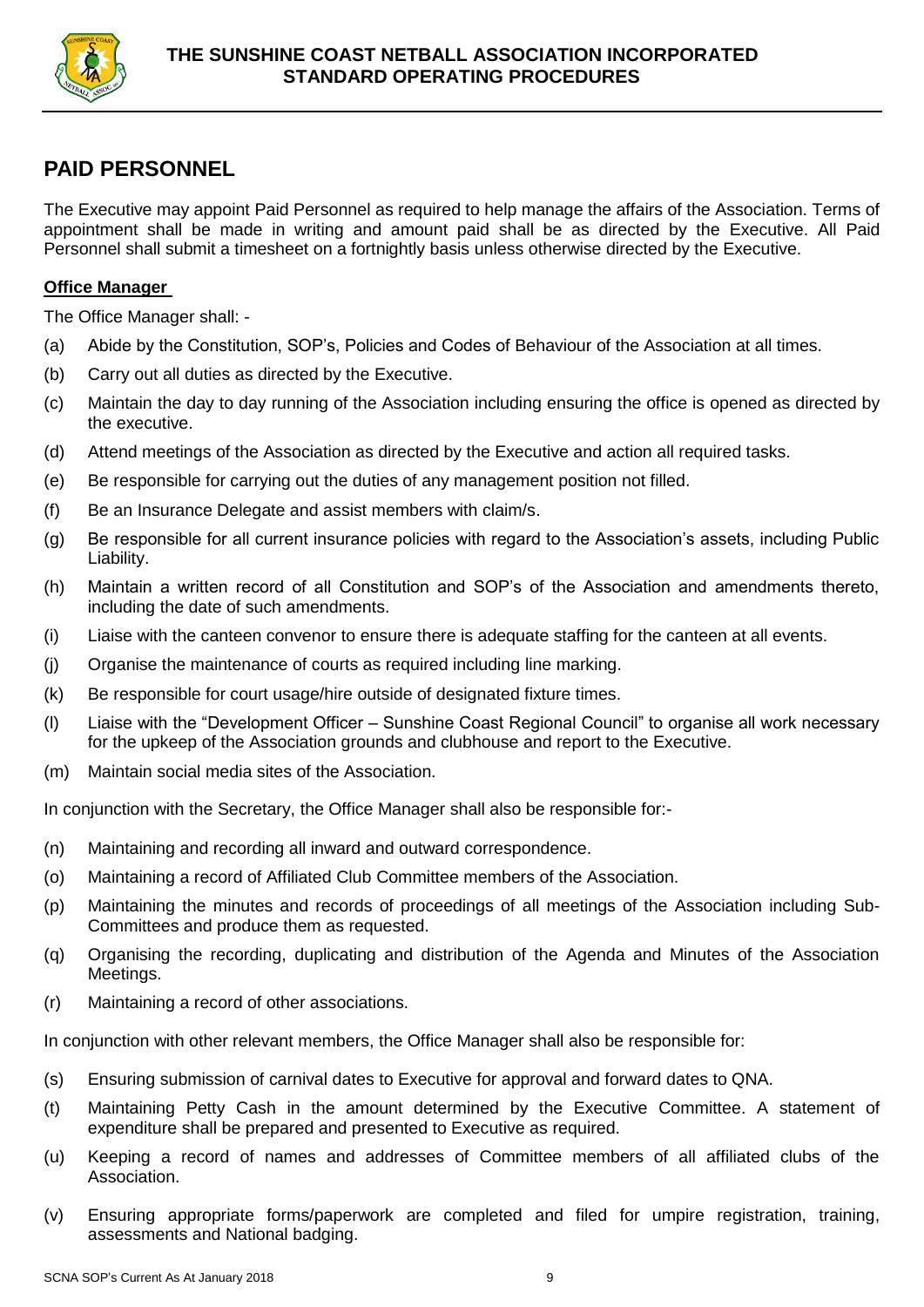## PAID PERSONNEL

The Executive may appoint Paid Personnel as required to help manage the affairs of the Association. Terms of appointment shall be made in writing and amount paid shall be as directed by the Executive. All Paid Personnel shall submit a timesheet on a fortnightly basis unless otherwise directed by the Executive.

**Office Manager**

The Office Manager shall: -

(a) Abide by the Constitution, SOP's, Policies and Codes of Behaviour of the Association at all times.

(b) Carry out all duties as directed by the Executive.

(c) Maintain the day to day running of the Association including ensuring the office is opened as directed by the executive.

(d) Attend meetings of the Association as directed by the Executive and action all required tasks.

(e) Be responsible for carrying out the duties of any management position not filled.

(f) Be an Insurance Delegate and assist members with claim/s.

(g) Be responsible for all current insurance policies with regard to the Association's assets, including Public Liability.

(h) Maintain a written record of all Constitution and SOP's of the Association and amendments thereto, including the date of such amendments.

(i) Liaise with the canteen convenor to ensure there is adequate staffing for the canteen at all events.

(j) Organise the maintenance of courts as required including line marking.

(k) Be responsible for court usage/hire outside of designated fixture times.

(l) Liaise with the "Development Officer – Sunshine Coast Regional Council" to organise all work necessary for the upkeep of the Association grounds and clubhouse and report to the Executive.

(m) Maintain social media sites of the Association.

In conjunction with the Secretary, the Office Manager shall also be responsible for:-

(n) Maintaining and recording all inward and outward correspondence.

(o) Maintaining a record of Affiliated Club Committee members of the Association.

(p) Maintaining the minutes and records of proceedings of all meetings of the Association including Sub-Committees and produce them as requested.

(q) Organising the recording, duplicating and distribution of the Agenda and Minutes of the Association Meetings.

(r) Maintaining a record of other associations.

In conjunction with other relevant members, the Office Manager shall also be responsible for:

(s) Ensuring submission of carnival dates to Executive for approval and forward dates to QNA.

(t) Maintaining Petty Cash in the amount determined by the Executive Committee. A statement of expenditure shall be prepared and presented to Executive as required.

(u) Keeping a record of names and addresses of Committee members of all affiliated clubs of the Association.

(v) Ensuring appropriate forms/paperwork are completed and filed for umpire registration, training, assessments and National badging.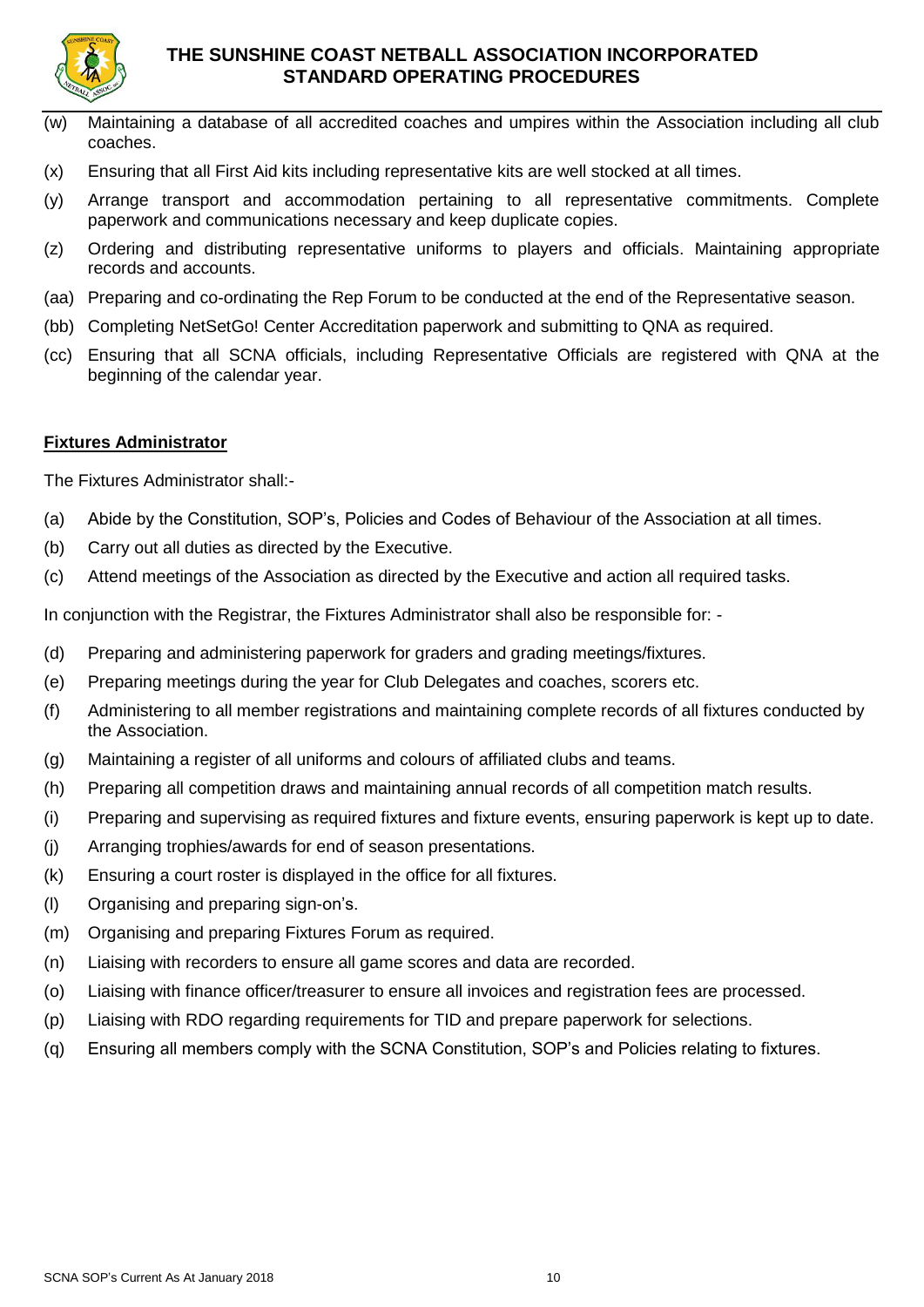(w) Maintaining a database of all accredited coaches and umpires within the Association including all club coaches.

(x) Ensuring that all First Aid kits including representative kits are well stocked at all times.

(y) Arrange transport and accommodation pertaining to all representative commitments. Complete paperwork and communications necessary and keep duplicate copies.

(z) Ordering and distributing representative uniforms to players and officials. Maintaining appropriate records and accounts.

(aa) Preparing and co-ordinating the Rep Forum to be conducted at the end of the Representative season.

(bb) Completing NetSetGo! Center Accreditation paperwork and submitting to QNA as required.

(cc) Ensuring that all SCNA officials, including Representative Officials are registered with QNA at the beginning of the calendar year.

## Fixtures Administrator

The Fixtures Administrator shall:-

(a) Abide by the Constitution, SOP's, Policies and Codes of Behaviour of the Association at all times.

(b) Carry out all duties as directed by the Executive.

(c) Attend meetings of the Association as directed by the Executive and action all required tasks.

In conjunction with the Registrar, the Fixtures Administrator shall also be responsible for: -

(d) Preparing and administering paperwork for graders and grading meetings/fixtures.

(e) Preparing meetings during the year for Club Delegates and coaches, scorers etc.

(f) Administering to all member registrations and maintaining complete records of all fixtures conducted by the Association.

(g) Maintaining a register of all uniforms and colours of affiliated clubs and teams.

(h) Preparing all competition draws and maintaining annual records of all competition match results.

(i) Preparing and supervising as required fixtures and fixture events, ensuring paperwork is kept up to date.

(j) Arranging trophies/awards for end of season presentations.

(k) Ensuring a court roster is displayed in the office for all fixtures.

(l) Organising and preparing sign-on's.

(m) Organising and preparing Fixtures Forum as required.

(n) Liaising with recorders to ensure all game scores and data are recorded.

(o) Liaising with finance officer/treasurer to ensure all invoices and registration fees are processed.

(p) Liaising with RDO regarding requirements for TID and prepare paperwork for selections.

(q) Ensuring all members comply with the SCNA Constitution, SOP's and Policies relating to fixtures.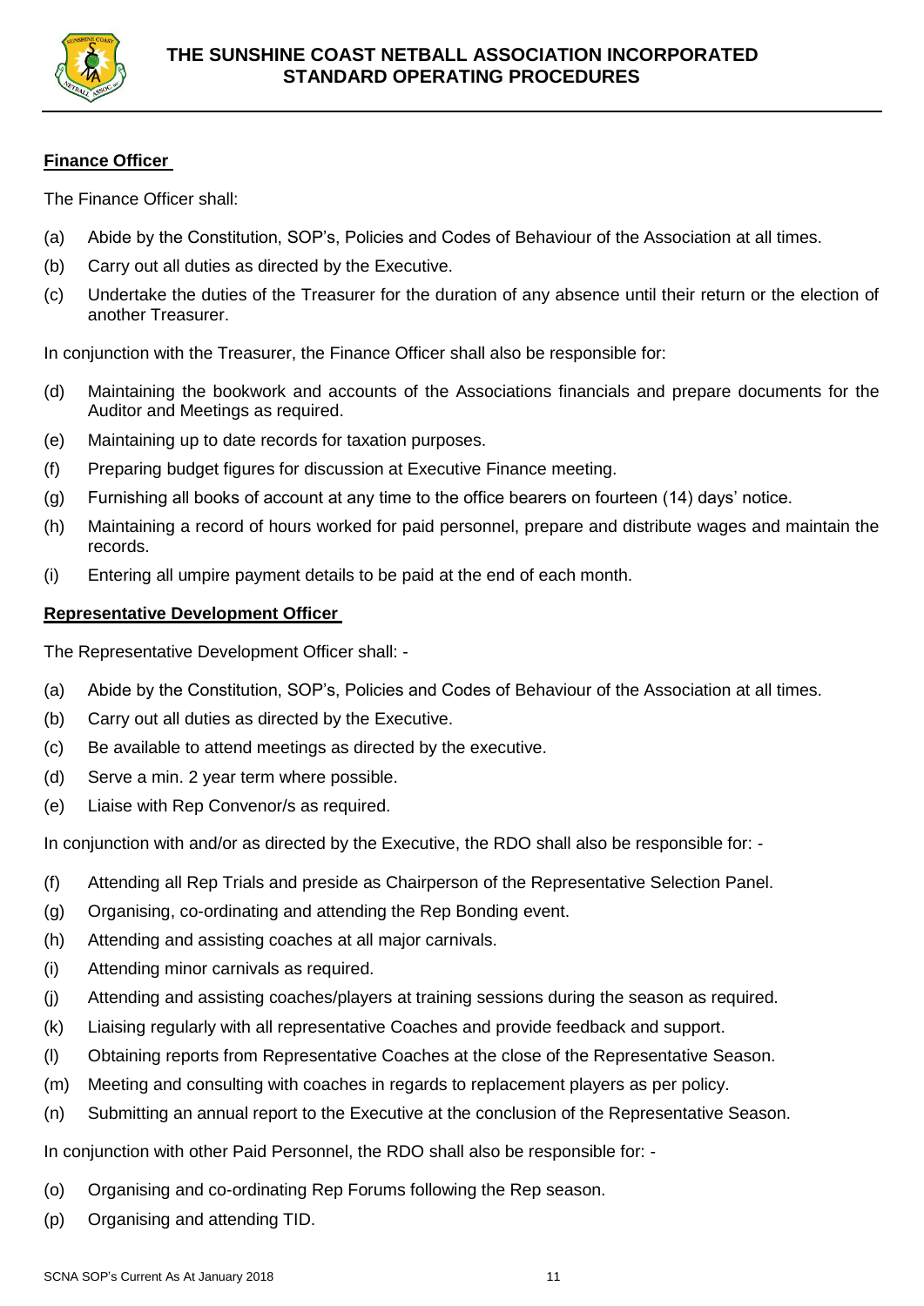**Finance Officer**

The Finance Officer shall:

(a) Abide by the Constitution, SOP's, Policies and Codes of Behaviour of the Association at all times.

(b) Carry out all duties as directed by the Executive.

(c) Undertake the duties of the Treasurer for the duration of any absence until their return or the election of another Treasurer.

In conjunction with the Treasurer, the Finance Officer shall also be responsible for:

(d) Maintaining the bookwork and accounts of the Associations financials and prepare documents for the Auditor and Meetings as required.

(e) Maintaining up to date records for taxation purposes.

(f) Preparing budget figures for discussion at Executive Finance meeting.

(g) Furnishing all books of account at any time to the office bearers on fourteen (14) days' notice.

(h) Maintaining a record of hours worked for paid personnel, prepare and distribute wages and maintain the records.

(i) Entering all umpire payment details to be paid at the end of each month.

**Representative Development Officer**

The Representative Development Officer shall: -

(a) Abide by the Constitution, SOP's, Policies and Codes of Behaviour of the Association at all times.

(b) Carry out all duties as directed by the Executive.

(c) Be available to attend meetings as directed by the executive.

(d) Serve a min. 2 year term where possible.

(e) Liaise with Rep Convenor/s as required.

In conjunction with and/or as directed by the Executive, the RDO shall also be responsible for: -

(f) Attending all Rep Trials and preside as Chairperson of the Representative Selection Panel.

(g) Organising, co-ordinating and attending the Rep Bonding event.

(h) Attending and assisting coaches at all major carnivals.

(i) Attending minor carnivals as required.

(j) Attending and assisting coaches/players at training sessions during the season as required.

(k) Liaising regularly with all representative Coaches and provide feedback and support.

(l) Obtaining reports from Representative Coaches at the close of the Representative Season.

(m) Meeting and consulting with coaches in regards to replacement players as per policy.

(n) Submitting an annual report to the Executive at the conclusion of the Representative Season.

In conjunction with other Paid Personnel, the RDO shall also be responsible for: -

(o) Organising and co-ordinating Rep Forums following the Rep season.

(p) Organising and attending TID.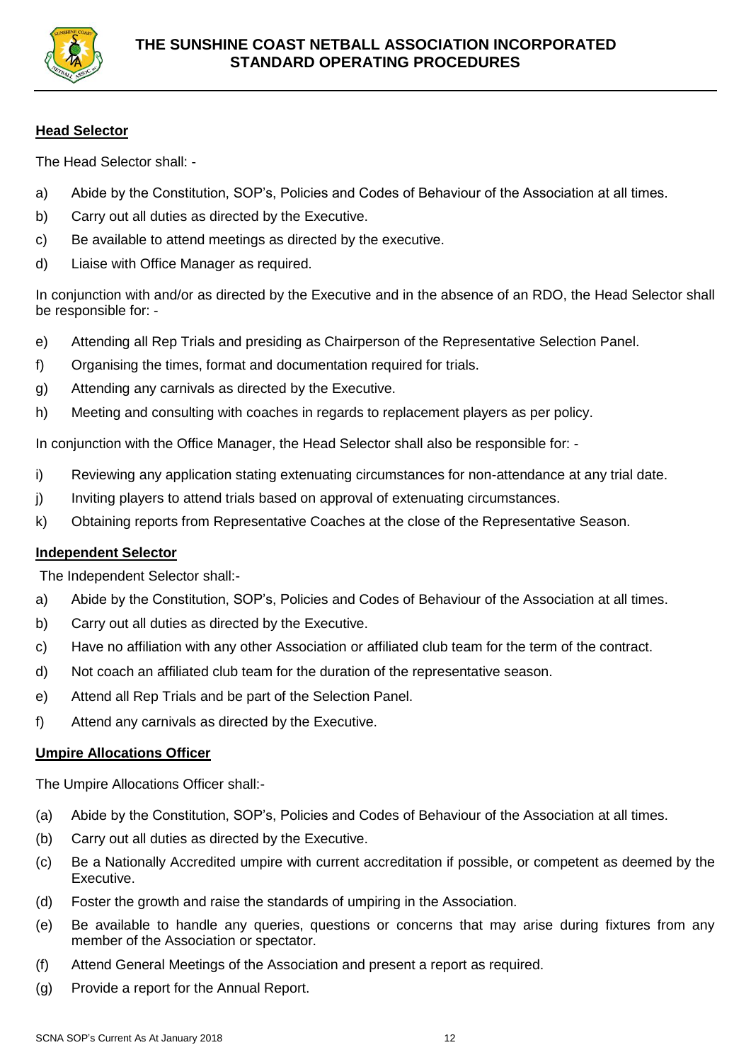**Head Selector**

The Head Selector shall: -

a) Abide by the Constitution, SOP's, Policies and Codes of Behaviour of the Association at all times.

b) Carry out all duties as directed by the Executive.

c) Be available to attend meetings as directed by the executive.

d) Liaise with Office Manager as required.

In conjunction with and/or as directed by the Executive and in the absence of an RDO, the Head Selector shall be responsible for: -

e) Attending all Rep Trials and presiding as Chairperson of the Representative Selection Panel.

f) Organising the times, format and documentation required for trials.

g) Attending any carnivals as directed by the Executive.

h) Meeting and consulting with coaches in regards to replacement players as per policy.

In conjunction with the Office Manager, the Head Selector shall also be responsible for: -

i) Reviewing any application stating extenuating circumstances for non-attendance at any trial date.

j) Inviting players to attend trials based on approval of extenuating circumstances.

k) Obtaining reports from Representative Coaches at the close of the Representative Season.

**Independent Selector**

The Independent Selector shall:-

a) Abide by the Constitution, SOP's, Policies and Codes of Behaviour of the Association at all times.

b) Carry out all duties as directed by the Executive.

c) Have no affiliation with any other Association or affiliated club team for the term of the contract.

d) Not coach an affiliated club team for the duration of the representative season.

e) Attend all Rep Trials and be part of the Selection Panel.

f) Attend any carnivals as directed by the Executive.

**Umpire Allocations Officer**

The Umpire Allocations Officer shall:-

(a) Abide by the Constitution, SOP's, Policies and Codes of Behaviour of the Association at all times.

(b) Carry out all duties as directed by the Executive.

(c) Be a Nationally Accredited umpire with current accreditation if possible, or competent as deemed by the Executive.

(d) Foster the growth and raise the standards of umpiring in the Association.

(e) Be available to handle any queries, questions or concerns that may arise during fixtures from any member of the Association or spectator.

(f) Attend General Meetings of the Association and present a report as required.

(g) Provide a report for the Annual Report.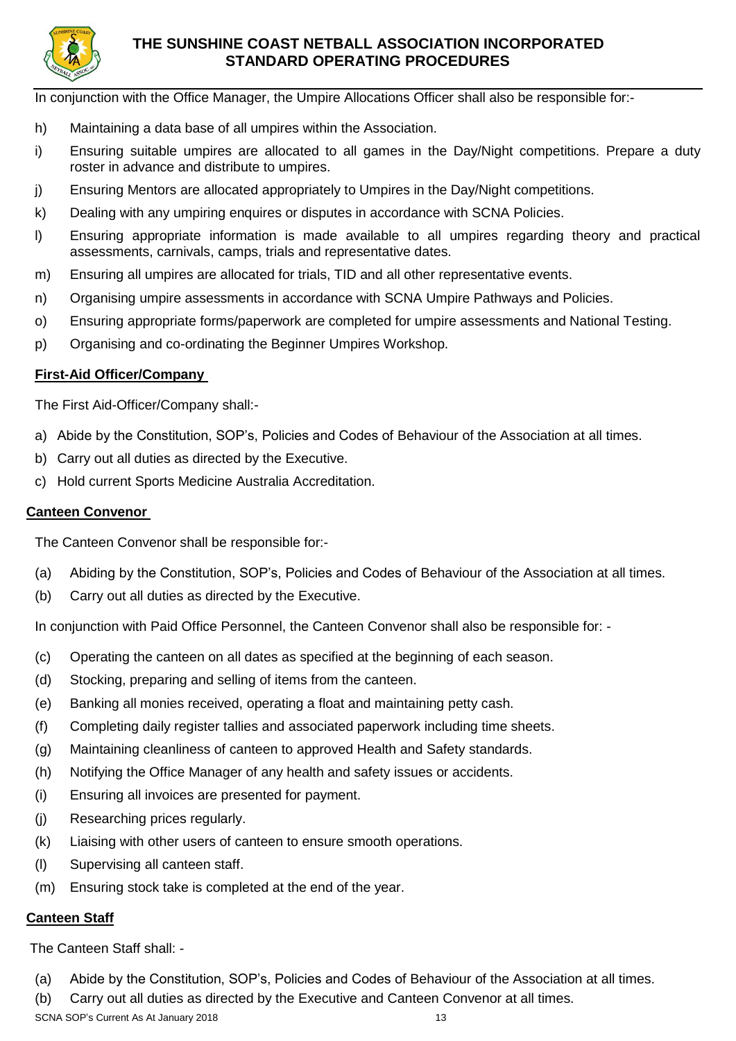In conjunction with the Office Manager, the Umpire Allocations Officer shall also be responsible for:-

h) Maintaining a data base of all umpires within the Association.

i) Ensuring suitable umpires are allocated to all games in the Day/Night competitions. Prepare a duty roster in advance and distribute to umpires.

j) Ensuring Mentors are allocated appropriately to Umpires in the Day/Night competitions.

k) Dealing with any umpiring enquires or disputes in accordance with SCNA Policies.

l) Ensuring appropriate information is made available to all umpires regarding theory and practical assessments, carnivals, camps, trials and representative dates.

m) Ensuring all umpires are allocated for trials, TID and all other representative events.

n) Organising umpire assessments in accordance with SCNA Umpire Pathways and Policies.

o) Ensuring appropriate forms/paperwork are completed for umpire assessments and National Testing.

p) Organising and co-ordinating the Beginner Umpires Workshop.

**First-Aid Officer/Company**

The First Aid-Officer/Company shall:-

a) Abide by the Constitution, SOP's, Policies and Codes of Behaviour of the Association at all times.

b) Carry out all duties as directed by the Executive.

c) Hold current Sports Medicine Australia Accreditation.

**Canteen Convenor**

The Canteen Convenor shall be responsible for:-

(a) Abiding by the Constitution, SOP's, Policies and Codes of Behaviour of the Association at all times.

(b) Carry out all duties as directed by the Executive.

In conjunction with Paid Office Personnel, the Canteen Convenor shall also be responsible for: -

(c) Operating the canteen on all dates as specified at the beginning of each season.

(d) Stocking, preparing and selling of items from the canteen.

(e) Banking all monies received, operating a float and maintaining petty cash.

(f) Completing daily register tallies and associated paperwork including time sheets.

(g) Maintaining cleanliness of canteen to approved Health and Safety standards.

(h) Notifying the Office Manager of any health and safety issues or accidents.

(i) Ensuring all invoices are presented for payment.

(j) Researching prices regularly.

(k) Liaising with other users of canteen to ensure smooth operations.

(l) Supervising all canteen staff.

(m) Ensuring stock take is completed at the end of the year.

**Canteen Staff**

The Canteen Staff shall: -

(a) Abide by the Constitution, SOP's, Policies and Codes of Behaviour of the Association at all times.

(b) Carry out all duties as directed by the Executive and Canteen Convenor at all times.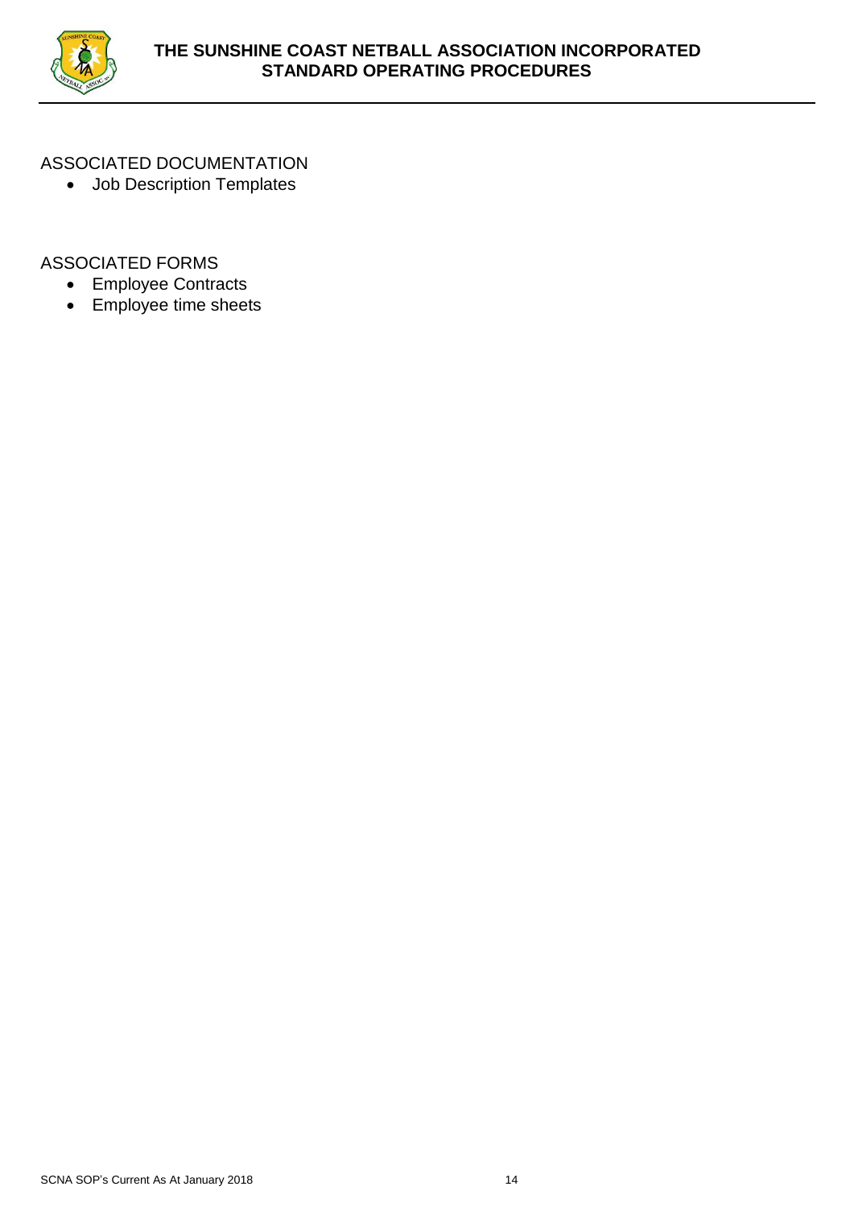ASSOCIATED DOCUMENTATION

- Job Description Templates

ASSOCIATED FORMS

- Employee Contracts
- Employee time sheets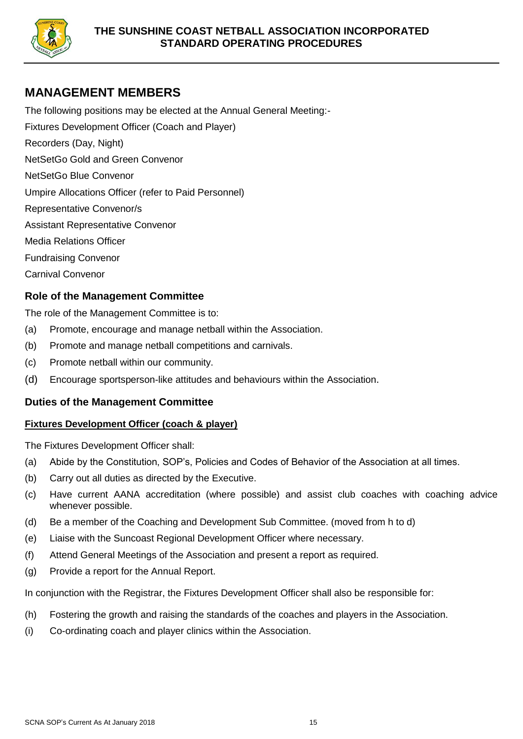## MANAGEMENT MEMBERS

The following positions may be elected at the Annual General Meeting:-

Fixtures Development Officer (Coach and Player)

Recorders (Day, Night)

NetSetGo Gold and Green Convenor

NetSetGo Blue Convenor

Umpire Allocations Officer (refer to Paid Personnel)

Representative Convenor/s

Assistant Representative Convenor

Media Relations Officer

Fundraising Convenor

Carnival Convenor

### Role of the Management Committee

The role of the Management Committee is to:

(a) Promote, encourage and manage netball within the Association.

(b) Promote and manage netball competitions and carnivals.

(c) Promote netball within our community.

(d) Encourage sportsperson-like attitudes and behaviours within the Association.

### Duties of the Management Committee

**Fixtures Development Officer (coach & player)**

The Fixtures Development Officer shall:

(a) Abide by the Constitution, SOP's, Policies and Codes of Behavior of the Association at all times.

(b) Carry out all duties as directed by the Executive.

(c) Have current AANA accreditation (where possible) and assist club coaches with coaching advice whenever possible.

(d) Be a member of the Coaching and Development Sub Committee. (moved from h to d)

(e) Liaise with the Suncoast Regional Development Officer where necessary.

(f) Attend General Meetings of the Association and present a report as required.

(g) Provide a report for the Annual Report.

In conjunction with the Registrar, the Fixtures Development Officer shall also be responsible for:

(h) Fostering the growth and raising the standards of the coaches and players in the Association.

(i) Co-ordinating coach and player clinics within the Association.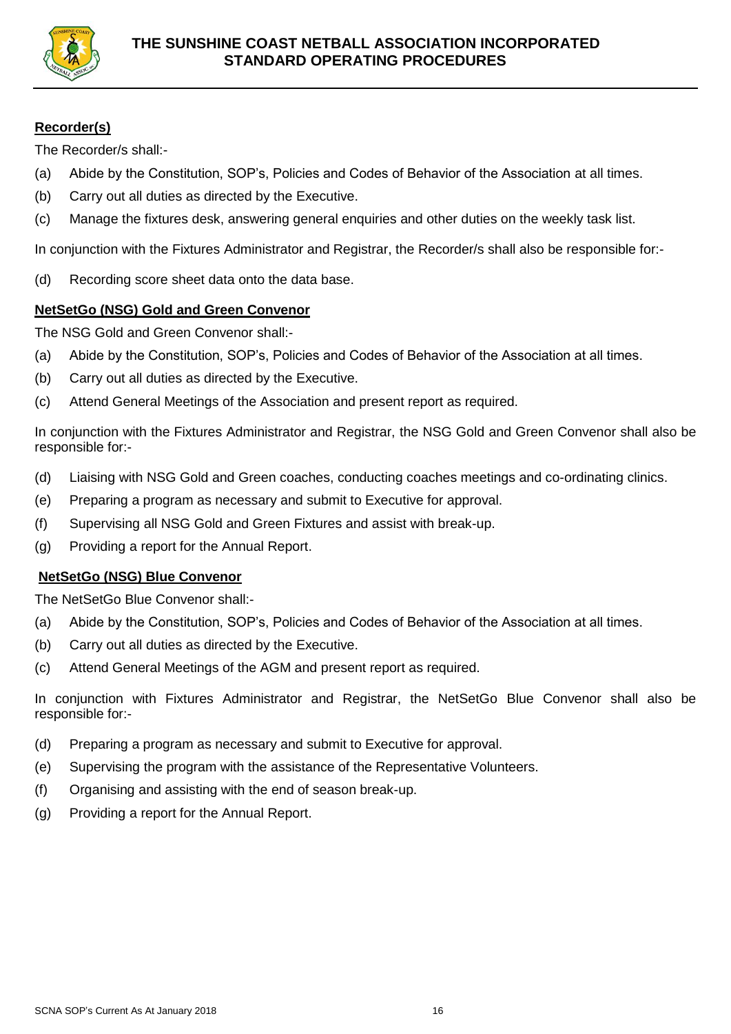**Recorder(s)**

The Recorder/s shall:-

(a) Abide by the Constitution, SOP's, Policies and Codes of Behavior of the Association at all times.

(b) Carry out all duties as directed by the Executive.

(c) Manage the fixtures desk, answering general enquiries and other duties on the weekly task list.

In conjunction with the Fixtures Administrator and Registrar, the Recorder/s shall also be responsible for:-

(d) Recording score sheet data onto the data base.

**NetSetGo (NSG) Gold and Green Convenor**

The NSG Gold and Green Convenor shall:-

(a) Abide by the Constitution, SOP's, Policies and Codes of Behavior of the Association at all times.

(b) Carry out all duties as directed by the Executive.

(c) Attend General Meetings of the Association and present report as required.

In conjunction with the Fixtures Administrator and Registrar, the NSG Gold and Green Convenor shall also be responsible for:-

(d) Liaising with NSG Gold and Green coaches, conducting coaches meetings and co-ordinating clinics.

(e) Preparing a program as necessary and submit to Executive for approval.

(f) Supervising all NSG Gold and Green Fixtures and assist with break-up.

(g) Providing a report for the Annual Report.

**NetSetGo (NSG) Blue Convenor**

The NetSetGo Blue Convenor shall:-

(a) Abide by the Constitution, SOP's, Policies and Codes of Behavior of the Association at all times.

(b) Carry out all duties as directed by the Executive.

(c) Attend General Meetings of the AGM and present report as required.

In conjunction with Fixtures Administrator and Registrar, the NetSetGo Blue Convenor shall also be responsible for:-

(d) Preparing a program as necessary and submit to Executive for approval.

(e) Supervising the program with the assistance of the Representative Volunteers.

(f) Organising and assisting with the end of season break-up.

(g) Providing a report for the Annual Report.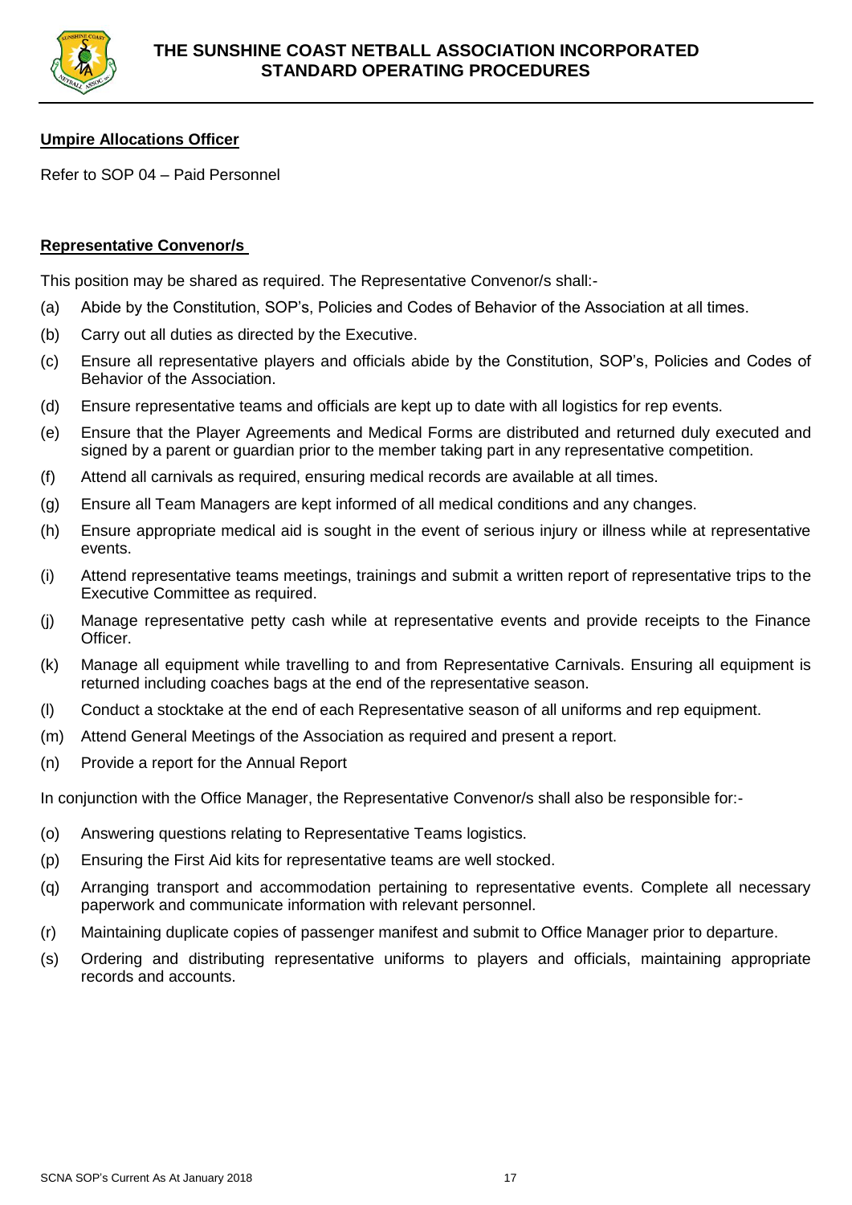**Umpire Allocations Officer**

Refer to SOP 04 – Paid Personnel

**Representative Convenor/s**

This position may be shared as required. The Representative Convenor/s shall:-

(a) Abide by the Constitution, SOP's, Policies and Codes of Behavior of the Association at all times.

(b) Carry out all duties as directed by the Executive.

(c) Ensure all representative players and officials abide by the Constitution, SOP's, Policies and Codes of Behavior of the Association.

(d) Ensure representative teams and officials are kept up to date with all logistics for rep events.

(e) Ensure that the Player Agreements and Medical Forms are distributed and returned duly executed and signed by a parent or guardian prior to the member taking part in any representative competition.

(f) Attend all carnivals as required, ensuring medical records are available at all times.

(g) Ensure all Team Managers are kept informed of all medical conditions and any changes.

(h) Ensure appropriate medical aid is sought in the event of serious injury or illness while at representative events.

(i) Attend representative teams meetings, trainings and submit a written report of representative trips to the Executive Committee as required.

(j) Manage representative petty cash while at representative events and provide receipts to the Finance Officer.

(k) Manage all equipment while travelling to and from Representative Carnivals. Ensuring all equipment is returned including coaches bags at the end of the representative season.

(l) Conduct a stocktake at the end of each Representative season of all uniforms and rep equipment.

(m) Attend General Meetings of the Association as required and present a report.

(n) Provide a report for the Annual Report

In conjunction with the Office Manager, the Representative Convenor/s shall also be responsible for:-

(o) Answering questions relating to Representative Teams logistics.

(p) Ensuring the First Aid kits for representative teams are well stocked.

(q) Arranging transport and accommodation pertaining to representative events. Complete all necessary paperwork and communicate information with relevant personnel.

(r) Maintaining duplicate copies of passenger manifest and submit to Office Manager prior to departure.

(s) Ordering and distributing representative uniforms to players and officials, maintaining appropriate records and accounts.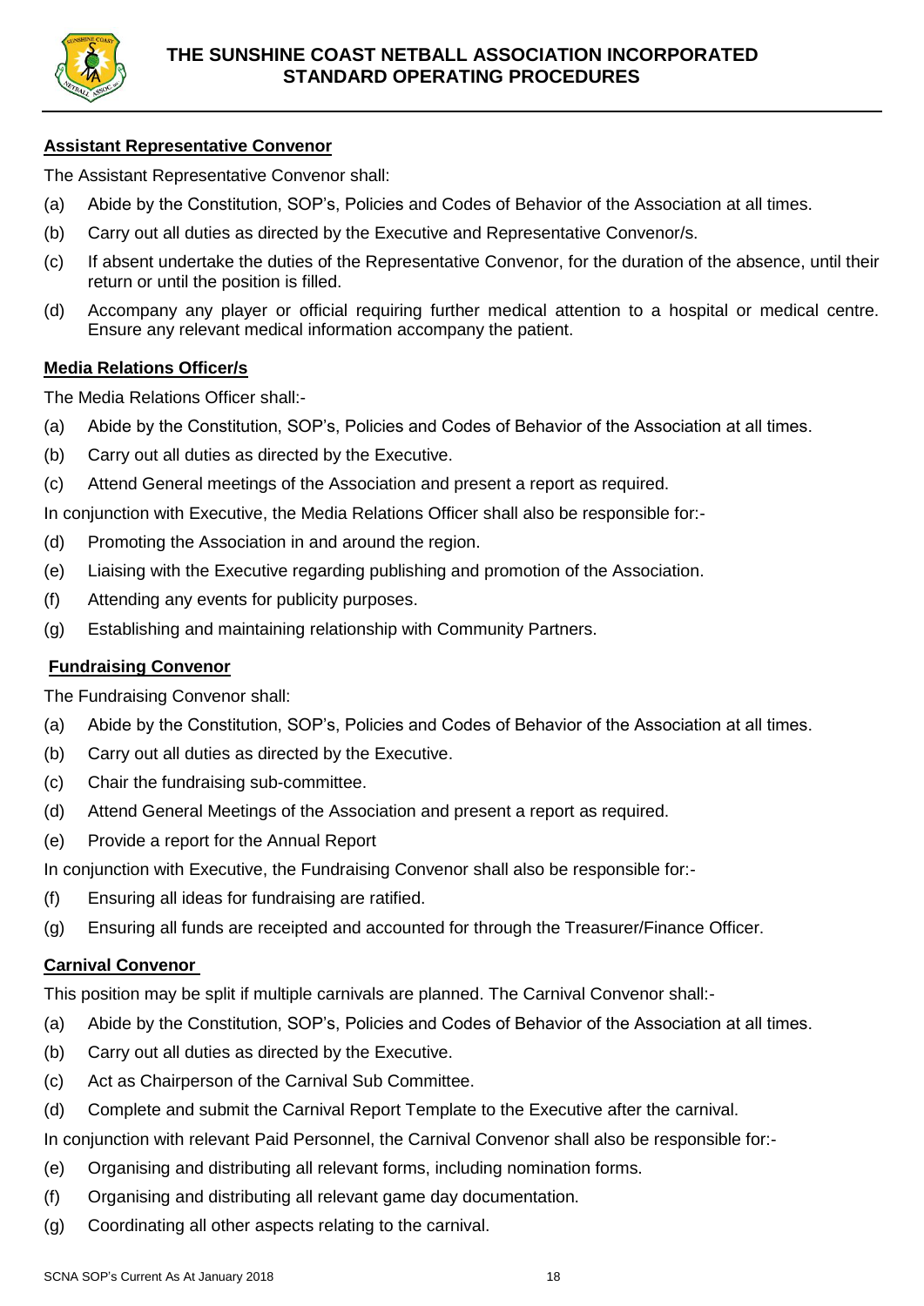**Assistant Representative Convenor**

The Assistant Representative Convenor shall:

(a) Abide by the Constitution, SOP's, Policies and Codes of Behavior of the Association at all times.

(b) Carry out all duties as directed by the Executive and Representative Convenor/s.

(c) If absent undertake the duties of the Representative Convenor, for the duration of the absence, until their return or until the position is filled.

(d) Accompany any player or official requiring further medical attention to a hospital or medical centre. Ensure any relevant medical information accompany the patient.

**Media Relations Officer/s**

The Media Relations Officer shall:-

(a) Abide by the Constitution, SOP's, Policies and Codes of Behavior of the Association at all times.

(b) Carry out all duties as directed by the Executive.

(c) Attend General meetings of the Association and present a report as required.

In conjunction with Executive, the Media Relations Officer shall also be responsible for:-

(d) Promoting the Association in and around the region.

(e) Liaising with the Executive regarding publishing and promotion of the Association.

(f) Attending any events for publicity purposes.

(g) Establishing and maintaining relationship with Community Partners.

**Fundraising Convenor**

The Fundraising Convenor shall:

(a) Abide by the Constitution, SOP's, Policies and Codes of Behavior of the Association at all times.

(b) Carry out all duties as directed by the Executive.

(c) Chair the fundraising sub-committee.

(d) Attend General Meetings of the Association and present a report as required.

(e) Provide a report for the Annual Report

In conjunction with Executive, the Fundraising Convenor shall also be responsible for:-

(f) Ensuring all ideas for fundraising are ratified.

(g) Ensuring all funds are receipted and accounted for through the Treasurer/Finance Officer.

**Carnival Convenor**

This position may be split if multiple carnivals are planned. The Carnival Convenor shall:-

(a) Abide by the Constitution, SOP's, Policies and Codes of Behavior of the Association at all times.

(b) Carry out all duties as directed by the Executive.

(c) Act as Chairperson of the Carnival Sub Committee.

(d) Complete and submit the Carnival Report Template to the Executive after the carnival.

In conjunction with relevant Paid Personnel, the Carnival Convenor shall also be responsible for:-

(e) Organising and distributing all relevant forms, including nomination forms.

(f) Organising and distributing all relevant game day documentation.

(g) Coordinating all other aspects relating to the carnival.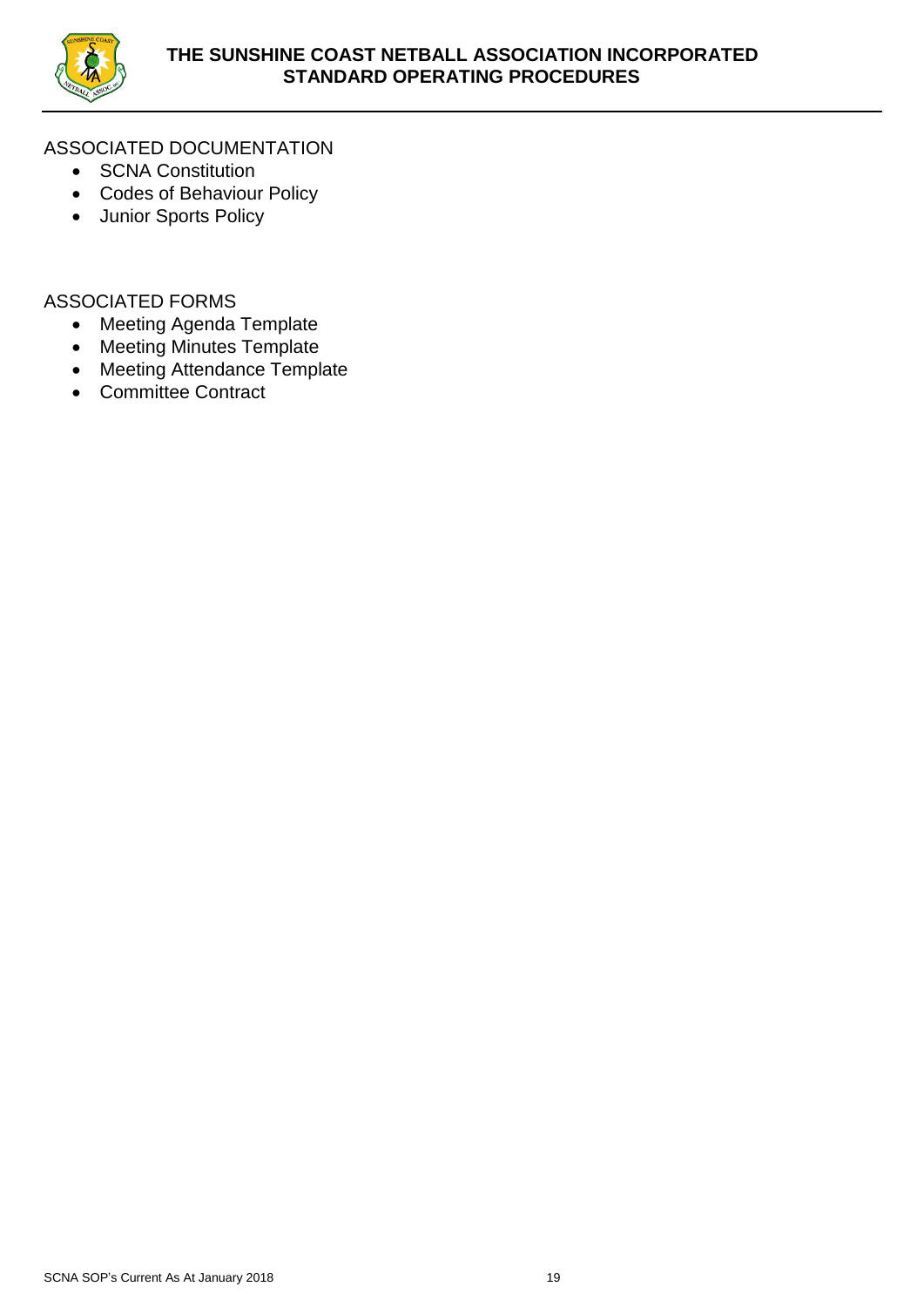ASSOCIATED DOCUMENTATION

- SCNA Constitution
- Codes of Behaviour Policy
- Junior Sports Policy

ASSOCIATED FORMS

- Meeting Agenda Template
- Meeting Minutes Template
- Meeting Attendance Template
- Committee Contract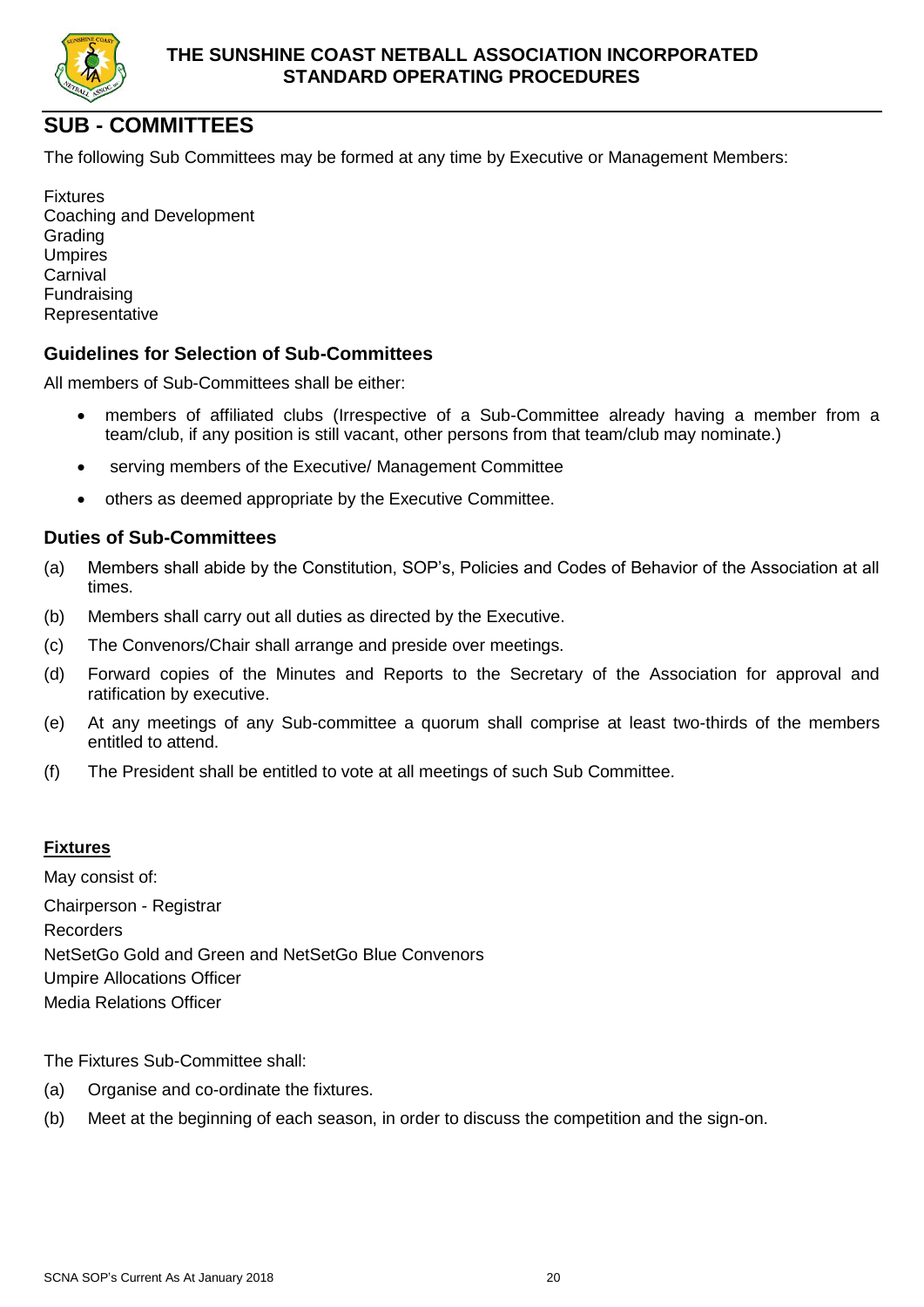## SUB - COMMITTEES

The following Sub Committees may be formed at any time by Executive or Management Members:

Fixtures
Coaching and Development
Grading
Umpires
Carnival
Fundraising
Representative

### Guidelines for Selection of Sub-Committees

All members of Sub-Committees shall be either:

- members of affiliated clubs (Irrespective of a Sub-Committee already having a member from a team/club, if any position is still vacant, other persons from that team/club may nominate.)
- serving members of the Executive/ Management Committee
- others as deemed appropriate by the Executive Committee.

### Duties of Sub-Committees

(a) Members shall abide by the Constitution, SOP's, Policies and Codes of Behavior of the Association at all times.

(b) Members shall carry out all duties as directed by the Executive.

(c) The Convenors/Chair shall arrange and preside over meetings.

(d) Forward copies of the Minutes and Reports to the Secretary of the Association for approval and ratification by executive.

(e) At any meetings of any Sub-committee a quorum shall comprise at least two-thirds of the members entitled to attend.

(f) The President shall be entitled to vote at all meetings of such Sub Committee.

**Fixtures**

May consist of:

Chairperson - Registrar
Recorders
NetSetGo Gold and Green and NetSetGo Blue Convenors
Umpire Allocations Officer
Media Relations Officer

The Fixtures Sub-Committee shall:

(a) Organise and co-ordinate the fixtures.

(b) Meet at the beginning of each season, in order to discuss the competition and the sign-on.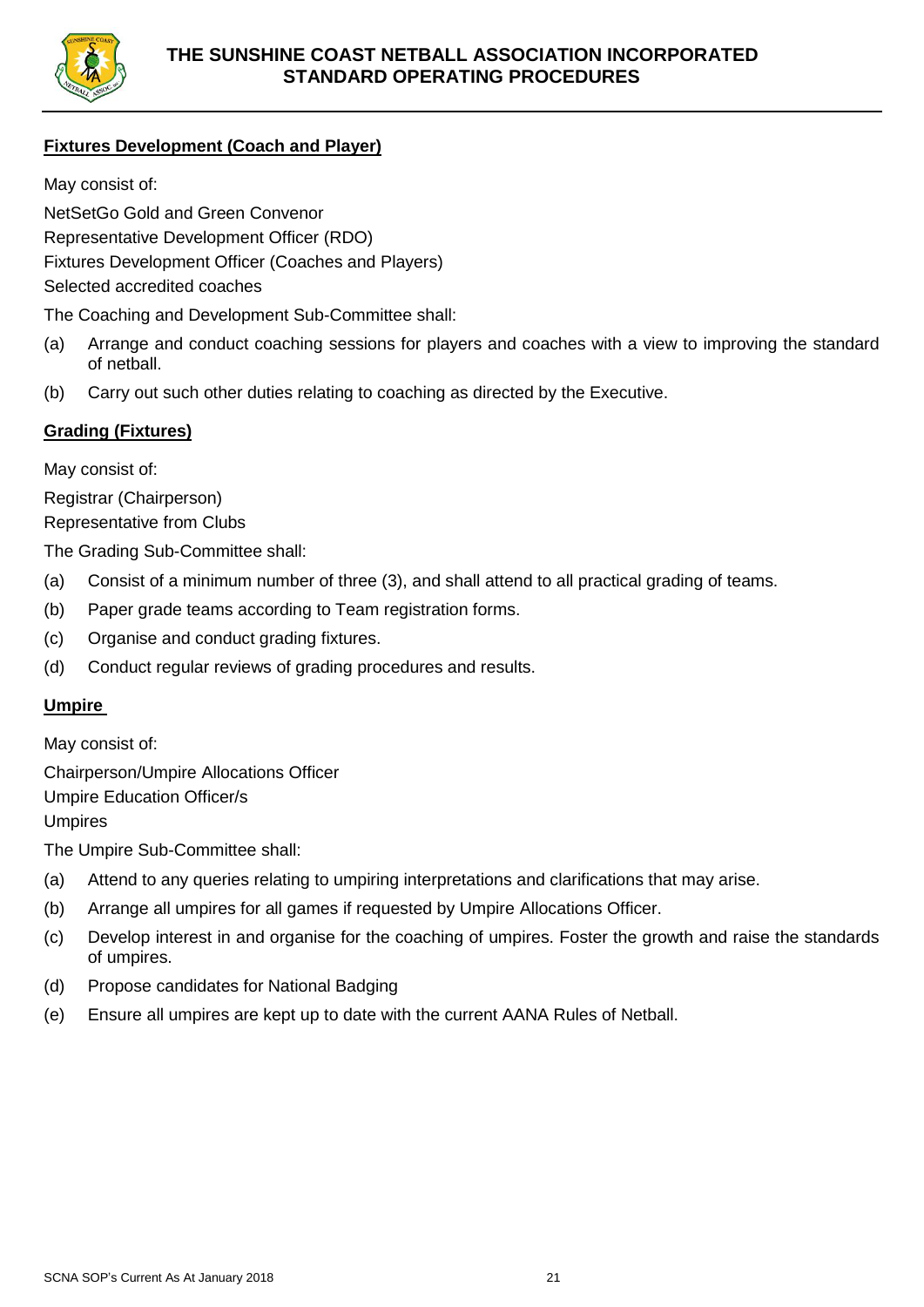**Fixtures Development (Coach and Player)**

May consist of:

NetSetGo Gold and Green Convenor

Representative Development Officer (RDO)

Fixtures Development Officer (Coaches and Players)

Selected accredited coaches

The Coaching and Development Sub-Committee shall:

(a) Arrange and conduct coaching sessions for players and coaches with a view to improving the standard of netball.

(b) Carry out such other duties relating to coaching as directed by the Executive.

**Grading (Fixtures)**

May consist of:

Registrar (Chairperson)

Representative from Clubs

The Grading Sub-Committee shall:

(a) Consist of a minimum number of three (3), and shall attend to all practical grading of teams.

(b) Paper grade teams according to Team registration forms.

(c) Organise and conduct grading fixtures.

(d) Conduct regular reviews of grading procedures and results.

**Umpire**

May consist of:

Chairperson/Umpire Allocations Officer

Umpire Education Officer/s

Umpires

The Umpire Sub-Committee shall:

(a) Attend to any queries relating to umpiring interpretations and clarifications that may arise.

(b) Arrange all umpires for all games if requested by Umpire Allocations Officer.

(c) Develop interest in and organise for the coaching of umpires. Foster the growth and raise the standards of umpires.

(d) Propose candidates for National Badging

(e) Ensure all umpires are kept up to date with the current AANA Rules of Netball.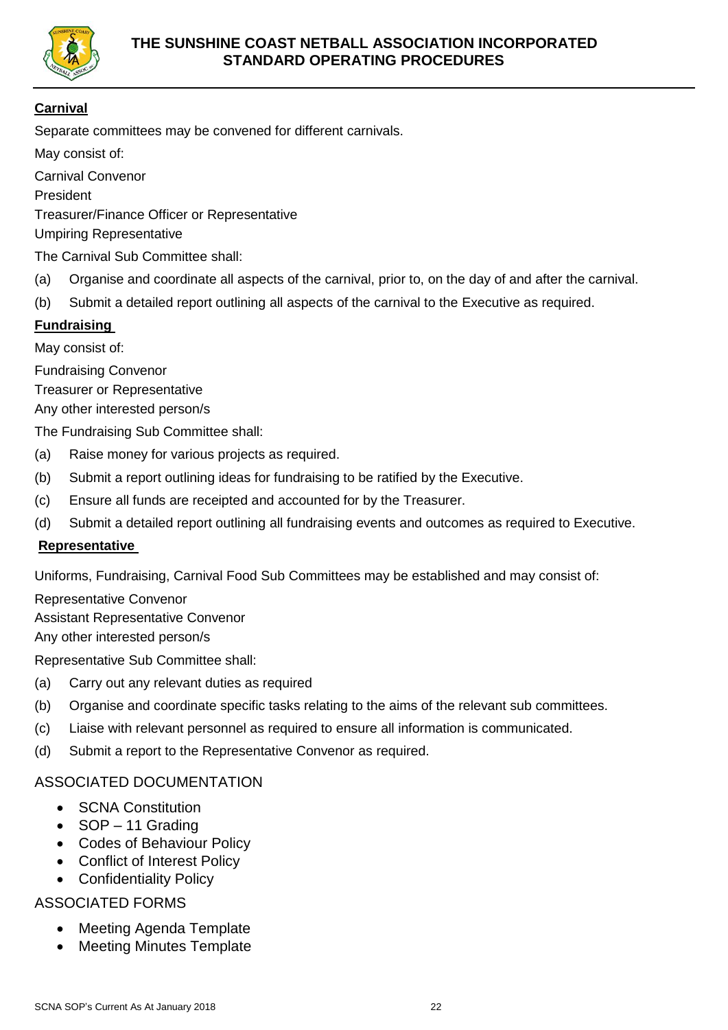**Carnival**

Separate committees may be convened for different carnivals.

May consist of:

Carnival Convenor
President
Treasurer/Finance Officer or Representative
Umpiring Representative

The Carnival Sub Committee shall:

(a) Organise and coordinate all aspects of the carnival, prior to, on the day of and after the carnival.

(b) Submit a detailed report outlining all aspects of the carnival to the Executive as required.

**Fundraising**

May consist of:

Fundraising Convenor
Treasurer or Representative
Any other interested person/s

The Fundraising Sub Committee shall:

(a) Raise money for various projects as required.

(b) Submit a report outlining ideas for fundraising to be ratified by the Executive.

(c) Ensure all funds are receipted and accounted for by the Treasurer.

(d) Submit a detailed report outlining all fundraising events and outcomes as required to Executive.

**Representative**

Uniforms, Fundraising, Carnival Food Sub Committees may be established and may consist of:

Representative Convenor
Assistant Representative Convenor
Any other interested person/s

Representative Sub Committee shall:

(a) Carry out any relevant duties as required

(b) Organise and coordinate specific tasks relating to the aims of the relevant sub committees.

(c) Liaise with relevant personnel as required to ensure all information is communicated.

(d) Submit a report to the Representative Convenor as required.

## ASSOCIATED DOCUMENTATION

- SCNA Constitution
- SOP – 11 Grading
- Codes of Behaviour Policy
- Conflict of Interest Policy
- Confidentiality Policy

## ASSOCIATED FORMS

- Meeting Agenda Template
- Meeting Minutes Template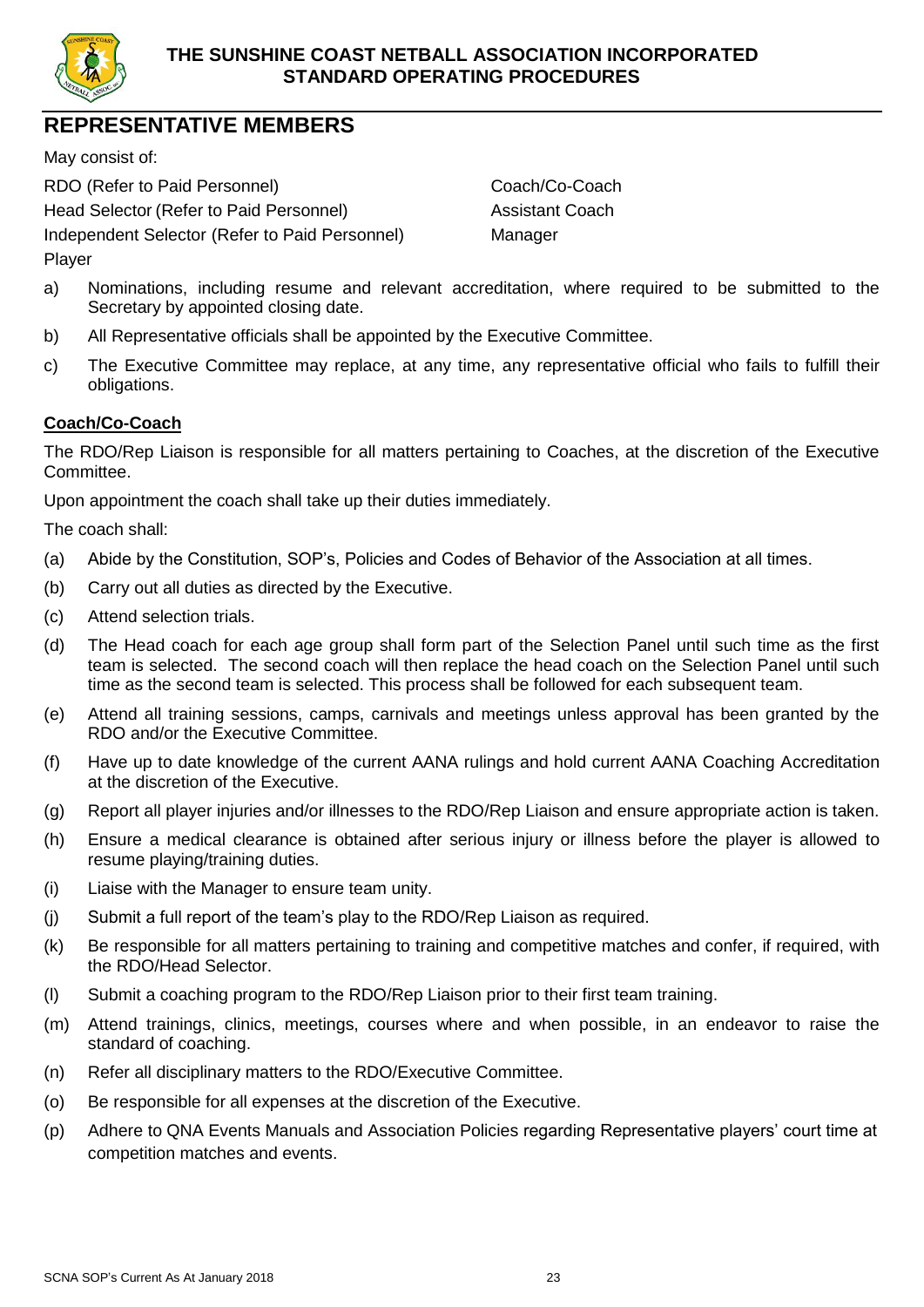## REPRESENTATIVE MEMBERS

May consist of:

RDO (Refer to Paid Personnel)
Head Selector (Refer to Paid Personnel)
Independent Selector (Refer to Paid Personnel)
Player
Coach/Co-Coach
Assistant Coach
Manager

a) Nominations, including resume and relevant accreditation, where required to be submitted to the Secretary by appointed closing date.

b) All Representative officials shall be appointed by the Executive Committee.

c) The Executive Committee may replace, at any time, any representative official who fails to fulfill their obligations.

**Coach/Co-Coach**

The RDO/Rep Liaison is responsible for all matters pertaining to Coaches, at the discretion of the Executive Committee.

Upon appointment the coach shall take up their duties immediately.

The coach shall:

(a) Abide by the Constitution, SOP's, Policies and Codes of Behavior of the Association at all times.

(b) Carry out all duties as directed by the Executive.

(c) Attend selection trials.

(d) The Head coach for each age group shall form part of the Selection Panel until such time as the first team is selected. The second coach will then replace the head coach on the Selection Panel until such time as the second team is selected. This process shall be followed for each subsequent team.

(e) Attend all training sessions, camps, carnivals and meetings unless approval has been granted by the RDO and/or the Executive Committee.

(f) Have up to date knowledge of the current AANA rulings and hold current AANA Coaching Accreditation at the discretion of the Executive.

(g) Report all player injuries and/or illnesses to the RDO/Rep Liaison and ensure appropriate action is taken.

(h) Ensure a medical clearance is obtained after serious injury or illness before the player is allowed to resume playing/training duties.

(i) Liaise with the Manager to ensure team unity.

(j) Submit a full report of the team's play to the RDO/Rep Liaison as required.

(k) Be responsible for all matters pertaining to training and competitive matches and confer, if required, with the RDO/Head Selector.

(l) Submit a coaching program to the RDO/Rep Liaison prior to their first team training.

(m) Attend trainings, clinics, meetings, courses where and when possible, in an endeavor to raise the standard of coaching.

(n) Refer all disciplinary matters to the RDO/Executive Committee.

(o) Be responsible for all expenses at the discretion of the Executive.

(p) Adhere to QNA Events Manuals and Association Policies regarding Representative players' court time at competition matches and events.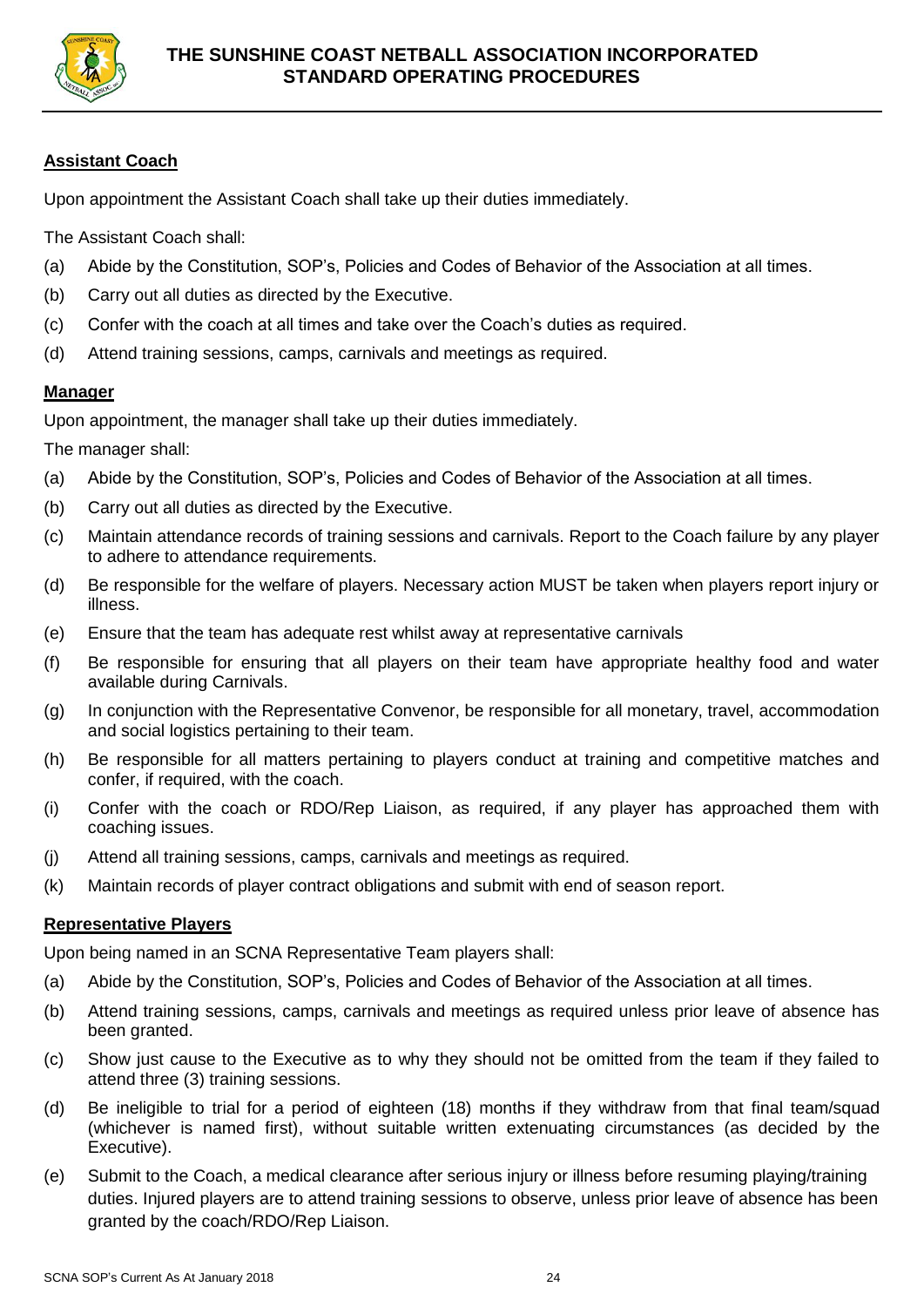**Assistant Coach**

Upon appointment the Assistant Coach shall take up their duties immediately.

The Assistant Coach shall:

(a) Abide by the Constitution, SOP's, Policies and Codes of Behavior of the Association at all times.

(b) Carry out all duties as directed by the Executive.

(c) Confer with the coach at all times and take over the Coach's duties as required.

(d) Attend training sessions, camps, carnivals and meetings as required.

**Manager**

Upon appointment, the manager shall take up their duties immediately.

The manager shall:

(a) Abide by the Constitution, SOP's, Policies and Codes of Behavior of the Association at all times.

(b) Carry out all duties as directed by the Executive.

(c) Maintain attendance records of training sessions and carnivals. Report to the Coach failure by any player to adhere to attendance requirements.

(d) Be responsible for the welfare of players. Necessary action MUST be taken when players report injury or illness.

(e) Ensure that the team has adequate rest whilst away at representative carnivals

(f) Be responsible for ensuring that all players on their team have appropriate healthy food and water available during Carnivals.

(g) In conjunction with the Representative Convenor, be responsible for all monetary, travel, accommodation and social logistics pertaining to their team.

(h) Be responsible for all matters pertaining to players conduct at training and competitive matches and confer, if required, with the coach.

(i) Confer with the coach or RDO/Rep Liaison, as required, if any player has approached them with coaching issues.

(j) Attend all training sessions, camps, carnivals and meetings as required.

(k) Maintain records of player contract obligations and submit with end of season report.

**Representative Players**

Upon being named in an SCNA Representative Team players shall:

(a) Abide by the Constitution, SOP's, Policies and Codes of Behavior of the Association at all times.

(b) Attend training sessions, camps, carnivals and meetings as required unless prior leave of absence has been granted.

(c) Show just cause to the Executive as to why they should not be omitted from the team if they failed to attend three (3) training sessions.

(d) Be ineligible to trial for a period of eighteen (18) months if they withdraw from that final team/squad (whichever is named first), without suitable written extenuating circumstances (as decided by the Executive).

(e) Submit to the Coach, a medical clearance after serious injury or illness before resuming playing/training duties. Injured players are to attend training sessions to observe, unless prior leave of absence has been granted by the coach/RDO/Rep Liaison.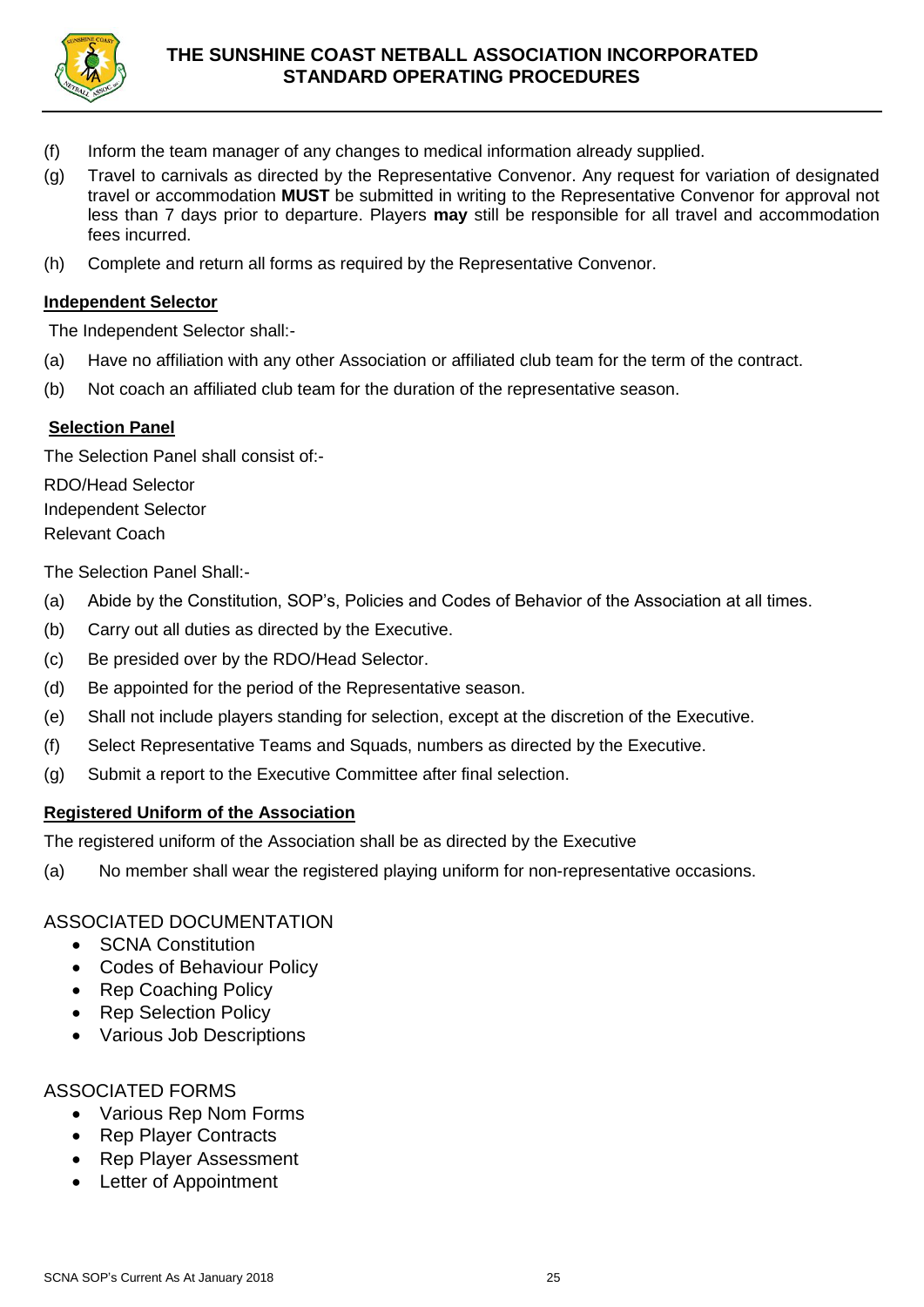(f) Inform the team manager of any changes to medical information already supplied.

(g) Travel to carnivals as directed by the Representative Convenor. Any request for variation of designated travel or accommodation **MUST** be submitted in writing to the Representative Convenor for approval not less than 7 days prior to departure. Players **may** still be responsible for all travel and accommodation fees incurred.

(h) Complete and return all forms as required by the Representative Convenor.

**Independent Selector**

The Independent Selector shall:-

(a) Have no affiliation with any other Association or affiliated club team for the term of the contract.

(b) Not coach an affiliated club team for the duration of the representative season.

**Selection Panel**

The Selection Panel shall consist of:-

RDO/Head Selector
Independent Selector
Relevant Coach

The Selection Panel Shall:-

(a) Abide by the Constitution, SOP's, Policies and Codes of Behavior of the Association at all times.

(b) Carry out all duties as directed by the Executive.

(c) Be presided over by the RDO/Head Selector.

(d) Be appointed for the period of the Representative season.

(e) Shall not include players standing for selection, except at the discretion of the Executive.

(f) Select Representative Teams and Squads, numbers as directed by the Executive.

(g) Submit a report to the Executive Committee after final selection.

**Registered Uniform of the Association**

The registered uniform of the Association shall be as directed by the Executive

(a) No member shall wear the registered playing uniform for non-representative occasions.

## ASSOCIATED DOCUMENTATION

- SCNA Constitution
- Codes of Behaviour Policy
- Rep Coaching Policy
- Rep Selection Policy
- Various Job Descriptions

## ASSOCIATED FORMS

- Various Rep Nom Forms
- Rep Player Contracts
- Rep Player Assessment
- Letter of Appointment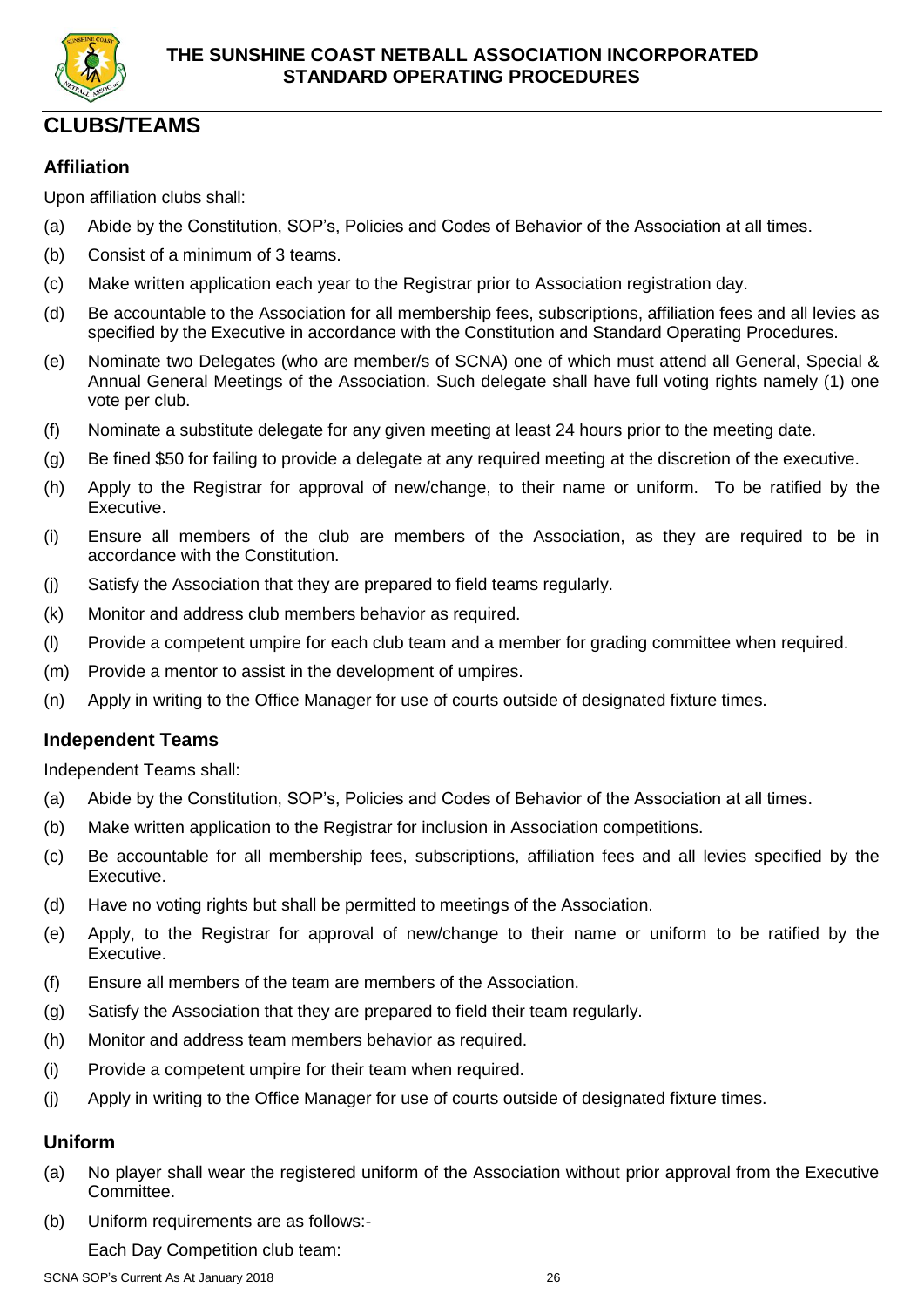## CLUBS/TEAMS

### Affiliation

Upon affiliation clubs shall:

(a) Abide by the Constitution, SOP's, Policies and Codes of Behavior of the Association at all times.

(b) Consist of a minimum of 3 teams.

(c) Make written application each year to the Registrar prior to Association registration day.

(d) Be accountable to the Association for all membership fees, subscriptions, affiliation fees and all levies as specified by the Executive in accordance with the Constitution and Standard Operating Procedures.

(e) Nominate two Delegates (who are member/s of SCNA) one of which must attend all General, Special & Annual General Meetings of the Association. Such delegate shall have full voting rights namely (1) one vote per club.

(f) Nominate a substitute delegate for any given meeting at least 24 hours prior to the meeting date.

(g) Be fined $50 for failing to provide a delegate at any required meeting at the discretion of the executive.

(h) Apply to the Registrar for approval of new/change, to their name or uniform. To be ratified by the Executive.

(i) Ensure all members of the club are members of the Association, as they are required to be in accordance with the Constitution.

(j) Satisfy the Association that they are prepared to field teams regularly.

(k) Monitor and address club members behavior as required.

(l) Provide a competent umpire for each club team and a member for grading committee when required.

(m) Provide a mentor to assist in the development of umpires.

(n) Apply in writing to the Office Manager for use of courts outside of designated fixture times.

### Independent Teams

Independent Teams shall:

(a) Abide by the Constitution, SOP's, Policies and Codes of Behavior of the Association at all times.

(b) Make written application to the Registrar for inclusion in Association competitions.

(c) Be accountable for all membership fees, subscriptions, affiliation fees and all levies specified by the Executive.

(d) Have no voting rights but shall be permitted to meetings of the Association.

(e) Apply, to the Registrar for approval of new/change to their name or uniform to be ratified by the Executive.

(f) Ensure all members of the team are members of the Association.

(g) Satisfy the Association that they are prepared to field their team regularly.

(h) Monitor and address team members behavior as required.

(i) Provide a competent umpire for their team when required.

(j) Apply in writing to the Office Manager for use of courts outside of designated fixture times.

### Uniform

(a) No player shall wear the registered uniform of the Association without prior approval from the Executive Committee.

(b) Uniform requirements are as follows:-

Each Day Competition club team: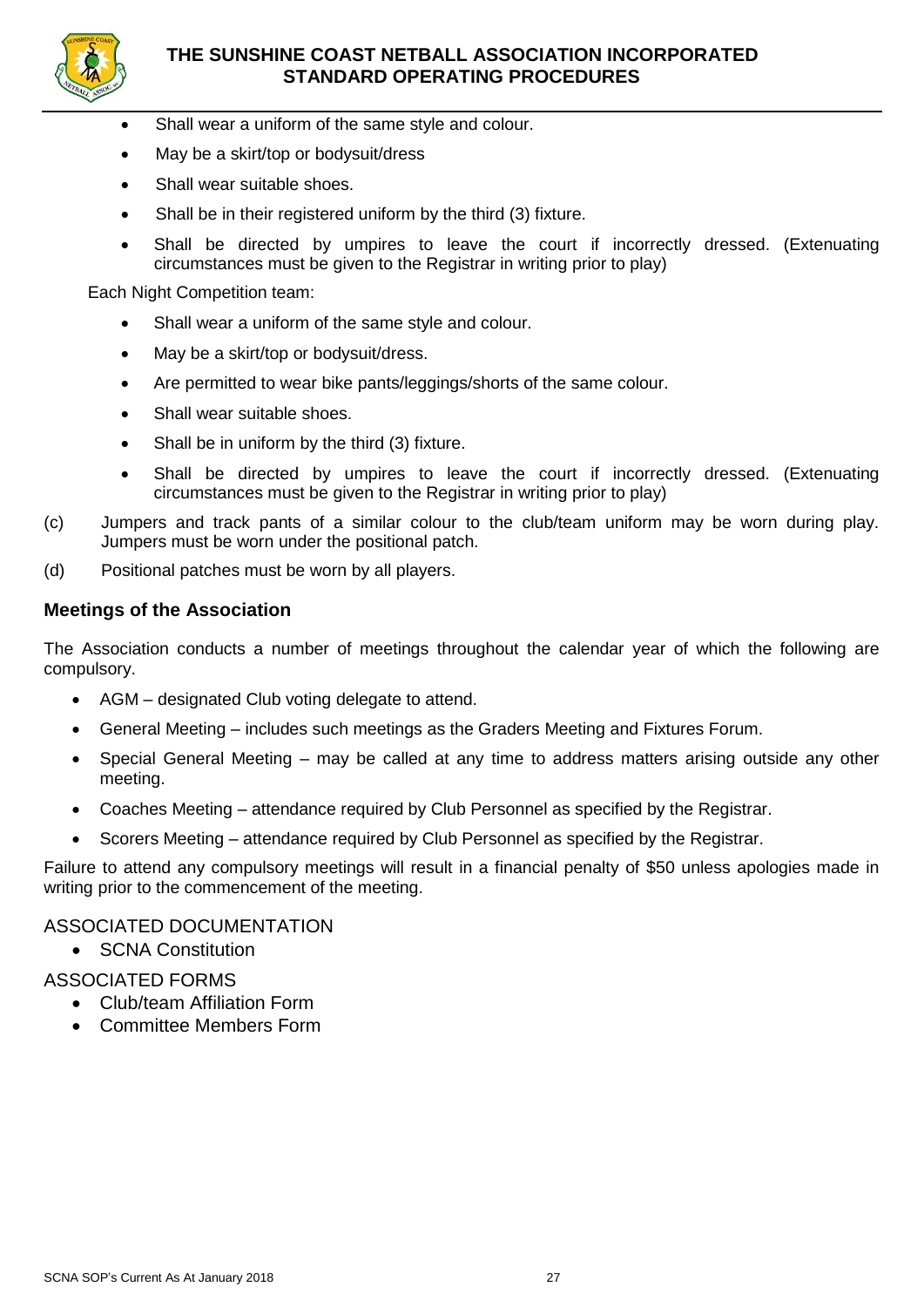- Shall wear a uniform of the same style and colour.
- May be a skirt/top or bodysuit/dress
- Shall wear suitable shoes.
- Shall be in their registered uniform by the third (3) fixture.
- Shall be directed by umpires to leave the court if incorrectly dressed. (Extenuating circumstances must be given to the Registrar in writing prior to play)

Each Night Competition team:

- Shall wear a uniform of the same style and colour.
- May be a skirt/top or bodysuit/dress.
- Are permitted to wear bike pants/leggings/shorts of the same colour.
- Shall wear suitable shoes.
- Shall be in uniform by the third (3) fixture.
- Shall be directed by umpires to leave the court if incorrectly dressed. (Extenuating circumstances must be given to the Registrar in writing prior to play)

(c) Jumpers and track pants of a similar colour to the club/team uniform may be worn during play. Jumpers must be worn under the positional patch.

(d) Positional patches must be worn by all players.

## Meetings of the Association

The Association conducts a number of meetings throughout the calendar year of which the following are compulsory.

- AGM – designated Club voting delegate to attend.
- General Meeting – includes such meetings as the Graders Meeting and Fixtures Forum.
- Special General Meeting – may be called at any time to address matters arising outside any other meeting.
- Coaches Meeting – attendance required by Club Personnel as specified by the Registrar.
- Scorers Meeting – attendance required by Club Personnel as specified by the Registrar.

Failure to attend any compulsory meetings will result in a financial penalty of $50 unless apologies made in writing prior to the commencement of the meeting.

## ASSOCIATED DOCUMENTATION

- SCNA Constitution

## ASSOCIATED FORMS

- Club/team Affiliation Form
- Committee Members Form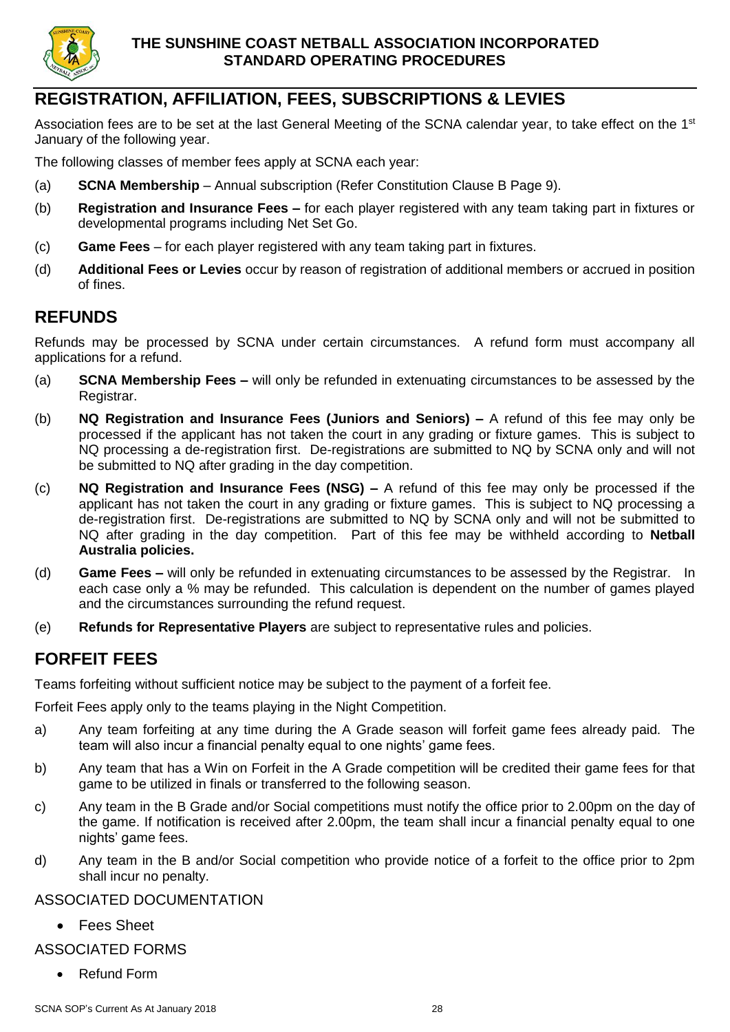## REGISTRATION, AFFILIATION, FEES, SUBSCRIPTIONS & LEVIES

Association fees are to be set at the last General Meeting of the SCNA calendar year, to take effect on the 1st January of the following year.

The following classes of member fees apply at SCNA each year:

(a) **SCNA Membership** – Annual subscription (Refer Constitution Clause B Page 9).

(b) **Registration and Insurance Fees –** for each player registered with any team taking part in fixtures or developmental programs including Net Set Go.

(c) **Game Fees** – for each player registered with any team taking part in fixtures.

(d) **Additional Fees or Levies** occur by reason of registration of additional members or accrued in position of fines.

## REFUNDS

Refunds may be processed by SCNA under certain circumstances. A refund form must accompany all applications for a refund.

(a) **SCNA Membership Fees –** will only be refunded in extenuating circumstances to be assessed by the Registrar.

(b) **NQ Registration and Insurance Fees (Juniors and Seniors) –** A refund of this fee may only be processed if the applicant has not taken the court in any grading or fixture games. This is subject to NQ processing a de-registration first. De-registrations are submitted to NQ by SCNA only and will not be submitted to NQ after grading in the day competition.

(c) **NQ Registration and Insurance Fees (NSG) –** A refund of this fee may only be processed if the applicant has not taken the court in any grading or fixture games. This is subject to NQ processing a de-registration first. De-registrations are submitted to NQ by SCNA only and will not be submitted to NQ after grading in the day competition. Part of this fee may be withheld according to **Netball Australia policies.**

(d) **Game Fees –** will only be refunded in extenuating circumstances to be assessed by the Registrar. In each case only a % may be refunded. This calculation is dependent on the number of games played and the circumstances surrounding the refund request.

(e) **Refunds for Representative Players** are subject to representative rules and policies.

## FORFEIT FEES

Teams forfeiting without sufficient notice may be subject to the payment of a forfeit fee.

Forfeit Fees apply only to the teams playing in the Night Competition.

a) Any team forfeiting at any time during the A Grade season will forfeit game fees already paid. The team will also incur a financial penalty equal to one nights' game fees.

b) Any team that has a Win on Forfeit in the A Grade competition will be credited their game fees for that game to be utilized in finals or transferred to the following season.

c) Any team in the B Grade and/or Social competitions must notify the office prior to 2.00pm on the day of the game. If notification is received after 2.00pm, the team shall incur a financial penalty equal to one nights' game fees.

d) Any team in the B and/or Social competition who provide notice of a forfeit to the office prior to 2pm shall incur no penalty.

ASSOCIATED DOCUMENTATION

- Fees Sheet

ASSOCIATED FORMS

- Refund Form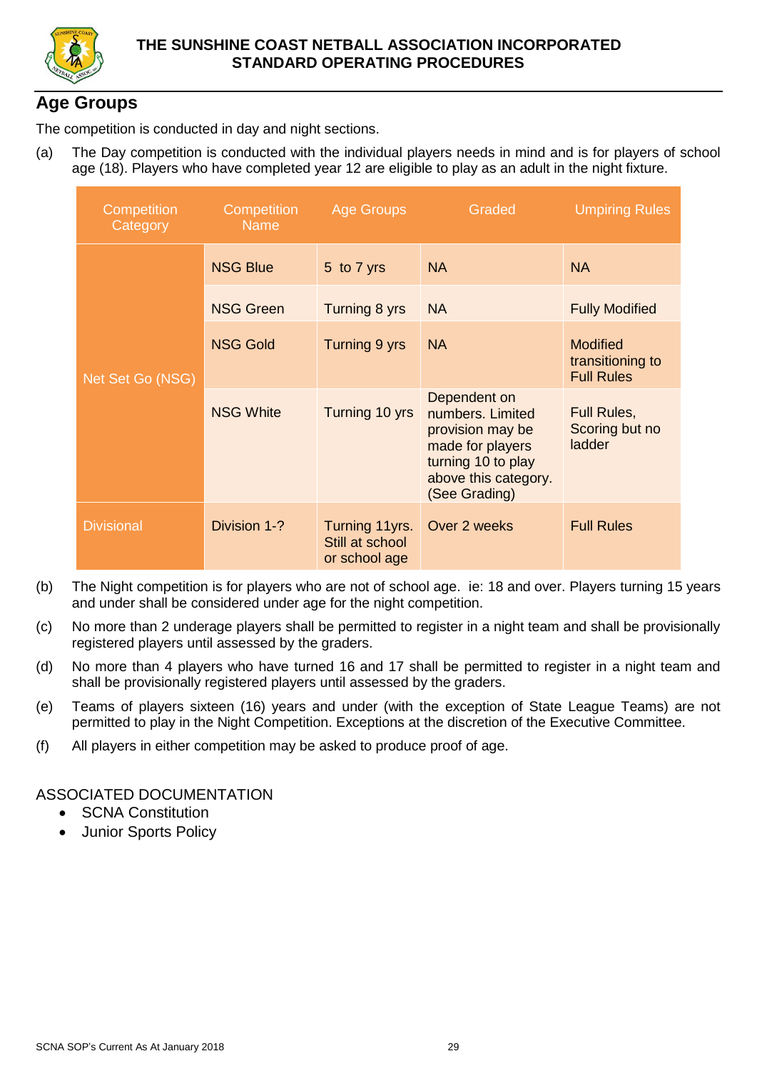## Age Groups

The competition is conducted in day and night sections.

(a) The Day competition is conducted with the individual players needs in mind and is for players of school age (18). Players who have completed year 12 are eligible to play as an adult in the night fixture.

| Competition Category | Competition Name | Age Groups | Graded | Umpiring Rules |
|---|---|---|---|---|
| Net Set Go (NSG) | NSG Blue | 5 to 7 yrs | NA | NA |
| | NSG Green | Turning 8 yrs | NA | Fully Modified |
| | NSG Gold | Turning 9 yrs | NA | Modified transitioning to Full Rules |
| | NSG White | Turning 10 yrs | Dependent on numbers. Limited provision may be made for players turning 10 to play above this category. (See Grading) | Full Rules, Scoring but no ladder |
| Divisional | Division 1-? | Turning 11yrs. Still at school or school age | Over 2 weeks | Full Rules |

(b) The Night competition is for players who are not of school age. ie: 18 and over. Players turning 15 years and under shall be considered under age for the night competition.

(c) No more than 2 underage players shall be permitted to register in a night team and shall be provisionally registered players until assessed by the graders.

(d) No more than 4 players who have turned 16 and 17 shall be permitted to register in a night team and shall be provisionally registered players until assessed by the graders.

(e) Teams of players sixteen (16) years and under (with the exception of State League Teams) are not permitted to play in the Night Competition. Exceptions at the discretion of the Executive Committee.

(f) All players in either competition may be asked to produce proof of age.

ASSOCIATED DOCUMENTATION

- SCNA Constitution
- Junior Sports Policy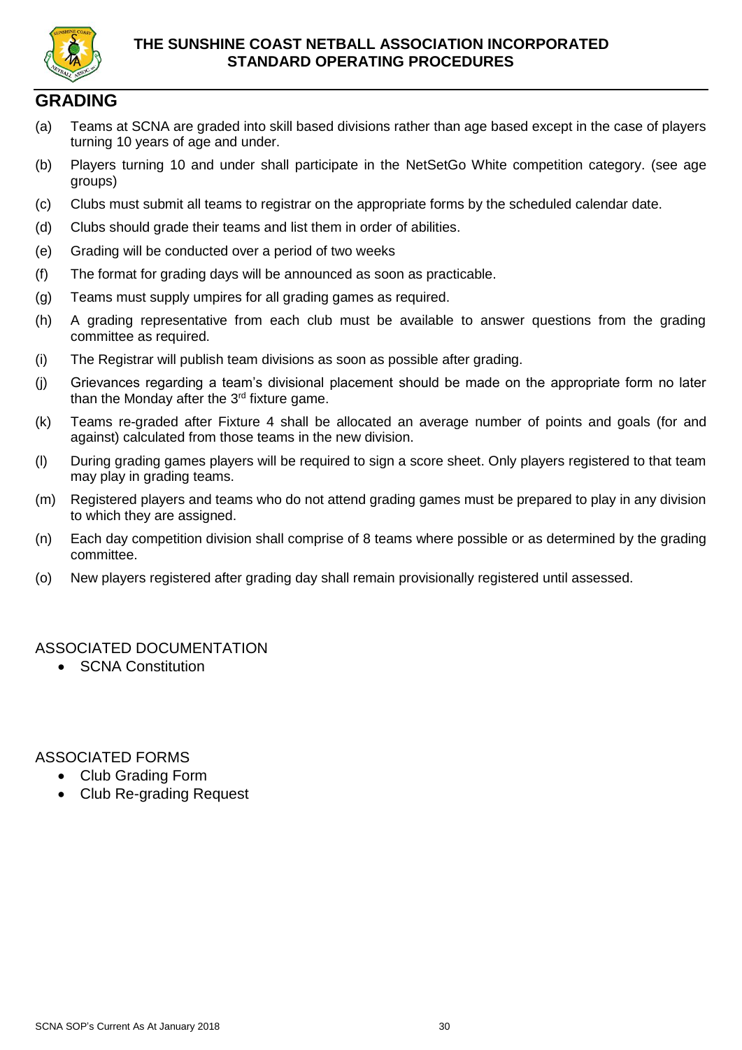## GRADING

(a) Teams at SCNA are graded into skill based divisions rather than age based except in the case of players turning 10 years of age and under.

(b) Players turning 10 and under shall participate in the NetSetGo White competition category. (see age groups)

(c) Clubs must submit all teams to registrar on the appropriate forms by the scheduled calendar date.

(d) Clubs should grade their teams and list them in order of abilities.

(e) Grading will be conducted over a period of two weeks

(f) The format for grading days will be announced as soon as practicable.

(g) Teams must supply umpires for all grading games as required.

(h) A grading representative from each club must be available to answer questions from the grading committee as required.

(i) The Registrar will publish team divisions as soon as possible after grading.

(j) Grievances regarding a team's divisional placement should be made on the appropriate form no later than the Monday after the 3rd fixture game.

(k) Teams re-graded after Fixture 4 shall be allocated an average number of points and goals (for and against) calculated from those teams in the new division.

(l) During grading games players will be required to sign a score sheet. Only players registered to that team may play in grading teams.

(m) Registered players and teams who do not attend grading games must be prepared to play in any division to which they are assigned.

(n) Each day competition division shall comprise of 8 teams where possible or as determined by the grading committee.

(o) New players registered after grading day shall remain provisionally registered until assessed.

ASSOCIATED DOCUMENTATION

- SCNA Constitution

ASSOCIATED FORMS

- Club Grading Form
- Club Re-grading Request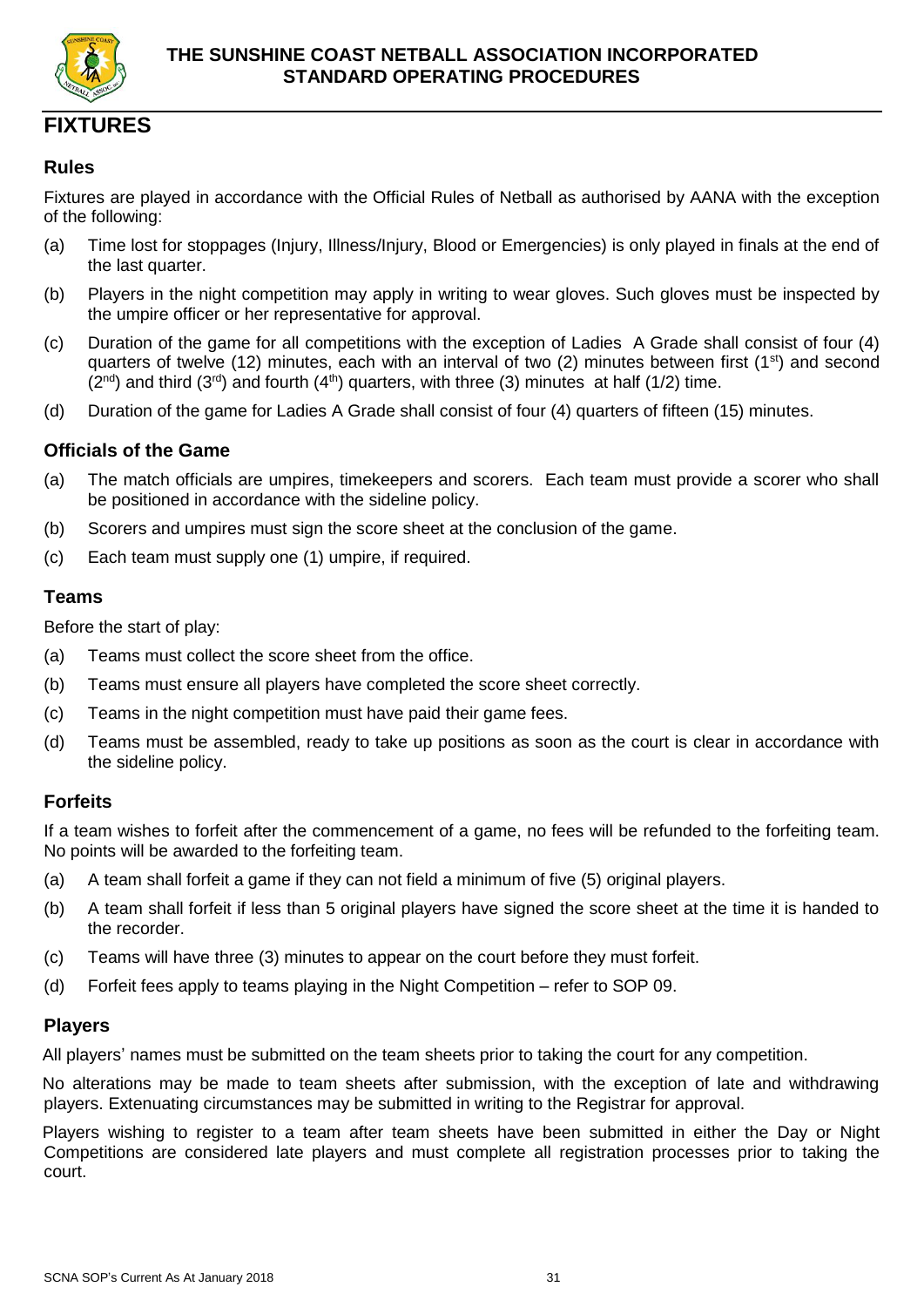# FIXTURES

## Rules

Fixtures are played in accordance with the Official Rules of Netball as authorised by AANA with the exception of the following:

(a) Time lost for stoppages (Injury, Illness/Injury, Blood or Emergencies) is only played in finals at the end of the last quarter.

(b) Players in the night competition may apply in writing to wear gloves. Such gloves must be inspected by the umpire officer or her representative for approval.

(c) Duration of the game for all competitions with the exception of Ladies A Grade shall consist of four (4) quarters of twelve (12) minutes, each with an interval of two (2) minutes between first (1st) and second (2nd) and third (3rd) and fourth (4th) quarters, with three (3) minutes at half (1/2) time.

(d) Duration of the game for Ladies A Grade shall consist of four (4) quarters of fifteen (15) minutes.

## Officials of the Game

(a) The match officials are umpires, timekeepers and scorers. Each team must provide a scorer who shall be positioned in accordance with the sideline policy.

(b) Scorers and umpires must sign the score sheet at the conclusion of the game.

(c) Each team must supply one (1) umpire, if required.

## Teams

Before the start of play:

(a) Teams must collect the score sheet from the office.

(b) Teams must ensure all players have completed the score sheet correctly.

(c) Teams in the night competition must have paid their game fees.

(d) Teams must be assembled, ready to take up positions as soon as the court is clear in accordance with the sideline policy.

## Forfeits

If a team wishes to forfeit after the commencement of a game, no fees will be refunded to the forfeiting team. No points will be awarded to the forfeiting team.

(a) A team shall forfeit a game if they can not field a minimum of five (5) original players.

(b) A team shall forfeit if less than 5 original players have signed the score sheet at the time it is handed to the recorder.

(c) Teams will have three (3) minutes to appear on the court before they must forfeit.

(d) Forfeit fees apply to teams playing in the Night Competition – refer to SOP 09.

## Players

All players' names must be submitted on the team sheets prior to taking the court for any competition.

No alterations may be made to team sheets after submission, with the exception of late and withdrawing players. Extenuating circumstances may be submitted in writing to the Registrar for approval.

Players wishing to register to a team after team sheets have been submitted in either the Day or Night Competitions are considered late players and must complete all registration processes prior to taking the court.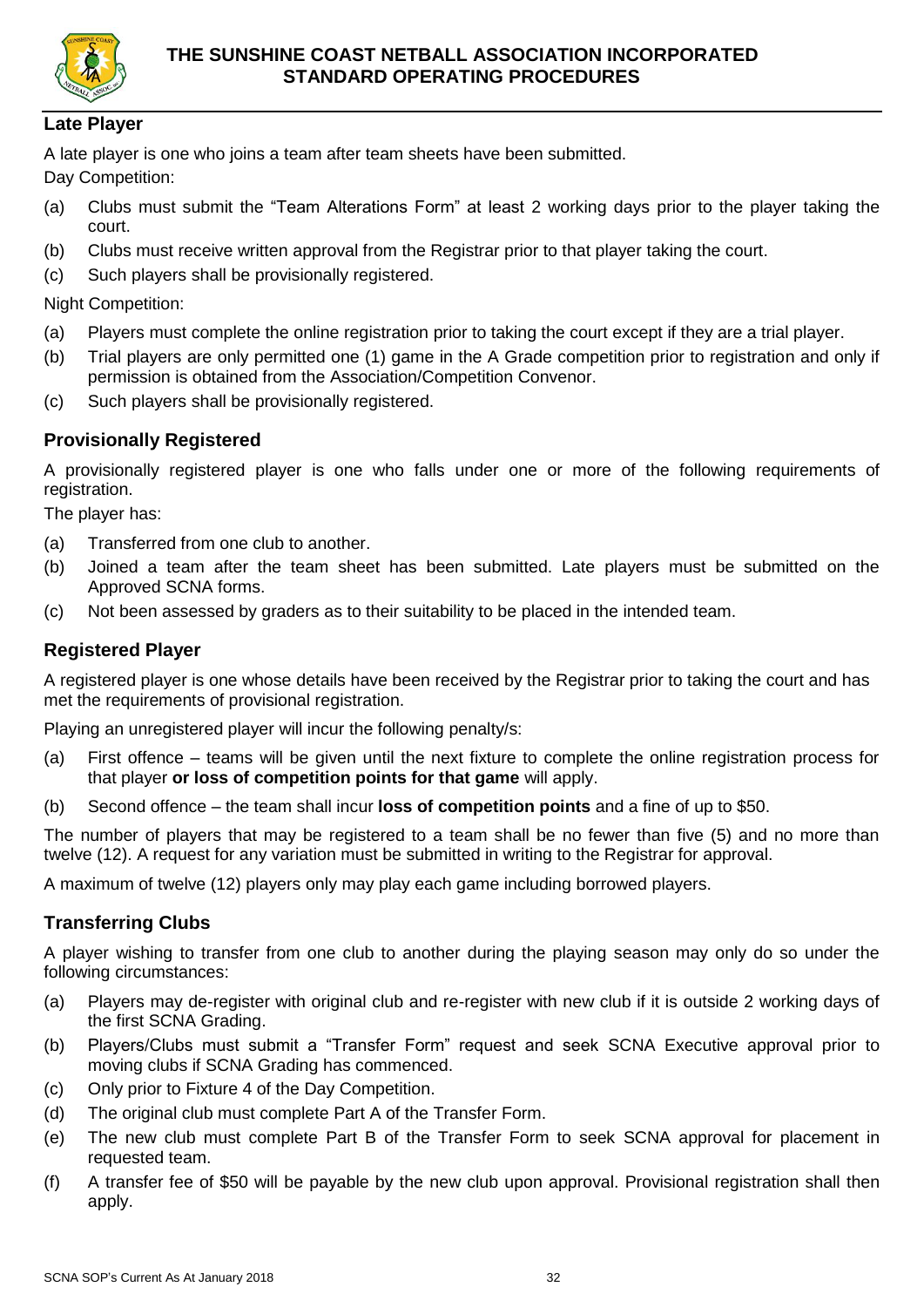## Late Player

A late player is one who joins a team after team sheets have been submitted.

Day Competition:

(a) Clubs must submit the "Team Alterations Form" at least 2 working days prior to the player taking the court.

(b) Clubs must receive written approval from the Registrar prior to that player taking the court.

(c) Such players shall be provisionally registered.

Night Competition:

(a) Players must complete the online registration prior to taking the court except if they are a trial player.

(b) Trial players are only permitted one (1) game in the A Grade competition prior to registration and only if permission is obtained from the Association/Competition Convenor.

(c) Such players shall be provisionally registered.

## Provisionally Registered

A provisionally registered player is one who falls under one or more of the following requirements of registration.

The player has:

(a) Transferred from one club to another.

(b) Joined a team after the team sheet has been submitted. Late players must be submitted on the Approved SCNA forms.

(c) Not been assessed by graders as to their suitability to be placed in the intended team.

## Registered Player

A registered player is one whose details have been received by the Registrar prior to taking the court and has met the requirements of provisional registration.

Playing an unregistered player will incur the following penalty/s:

(a) First offence – teams will be given until the next fixture to complete the online registration process for that player **or loss of competition points for that game** will apply.

(b) Second offence – the team shall incur **loss of competition points** and a fine of up to $50.

The number of players that may be registered to a team shall be no fewer than five (5) and no more than twelve (12). A request for any variation must be submitted in writing to the Registrar for approval.

A maximum of twelve (12) players only may play each game including borrowed players.

## Transferring Clubs

A player wishing to transfer from one club to another during the playing season may only do so under the following circumstances:

(a) Players may de-register with original club and re-register with new club if it is outside 2 working days of the first SCNA Grading.

(b) Players/Clubs must submit a "Transfer Form" request and seek SCNA Executive approval prior to moving clubs if SCNA Grading has commenced.

(c) Only prior to Fixture 4 of the Day Competition.

(d) The original club must complete Part A of the Transfer Form.

(e) The new club must complete Part B of the Transfer Form to seek SCNA approval for placement in requested team.

(f) A transfer fee of $50 will be payable by the new club upon approval. Provisional registration shall then apply.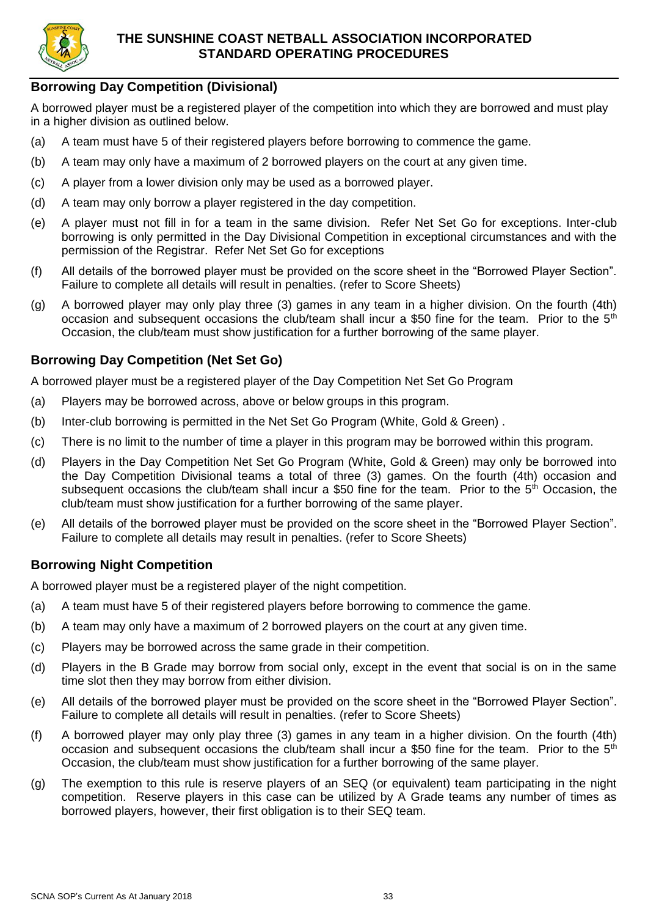## Borrowing Day Competition (Divisional)

A borrowed player must be a registered player of the competition into which they are borrowed and must play in a higher division as outlined below.

(a) A team must have 5 of their registered players before borrowing to commence the game.

(b) A team may only have a maximum of 2 borrowed players on the court at any given time.

(c) A player from a lower division only may be used as a borrowed player.

(d) A team may only borrow a player registered in the day competition.

(e) A player must not fill in for a team in the same division. Refer Net Set Go for exceptions. Inter-club borrowing is only permitted in the Day Divisional Competition in exceptional circumstances and with the permission of the Registrar. Refer Net Set Go for exceptions

(f) All details of the borrowed player must be provided on the score sheet in the "Borrowed Player Section". Failure to complete all details will result in penalties. (refer to Score Sheets)

(g) A borrowed player may only play three (3) games in any team in a higher division. On the fourth (4th) occasion and subsequent occasions the club/team shall incur a $50 fine for the team. Prior to the 5th Occasion, the club/team must show justification for a further borrowing of the same player.

## Borrowing Day Competition (Net Set Go)

A borrowed player must be a registered player of the Day Competition Net Set Go Program

(a) Players may be borrowed across, above or below groups in this program.

(b) Inter-club borrowing is permitted in the Net Set Go Program (White, Gold & Green) .

(c) There is no limit to the number of time a player in this program may be borrowed within this program.

(d) Players in the Day Competition Net Set Go Program (White, Gold & Green) may only be borrowed into the Day Competition Divisional teams a total of three (3) games. On the fourth (4th) occasion and subsequent occasions the club/team shall incur a $50 fine for the team. Prior to the 5th Occasion, the club/team must show justification for a further borrowing of the same player.

(e) All details of the borrowed player must be provided on the score sheet in the "Borrowed Player Section". Failure to complete all details may result in penalties. (refer to Score Sheets)

## Borrowing Night Competition

A borrowed player must be a registered player of the night competition.

(a) A team must have 5 of their registered players before borrowing to commence the game.

(b) A team may only have a maximum of 2 borrowed players on the court at any given time.

(c) Players may be borrowed across the same grade in their competition.

(d) Players in the B Grade may borrow from social only, except in the event that social is on in the same time slot then they may borrow from either division.

(e) All details of the borrowed player must be provided on the score sheet in the "Borrowed Player Section". Failure to complete all details will result in penalties. (refer to Score Sheets)

(f) A borrowed player may only play three (3) games in any team in a higher division. On the fourth (4th) occasion and subsequent occasions the club/team shall incur a $50 fine for the team. Prior to the 5th Occasion, the club/team must show justification for a further borrowing of the same player.

(g) The exemption to this rule is reserve players of an SEQ (or equivalent) team participating in the night competition. Reserve players in this case can be utilized by A Grade teams any number of times as borrowed players, however, their first obligation is to their SEQ team.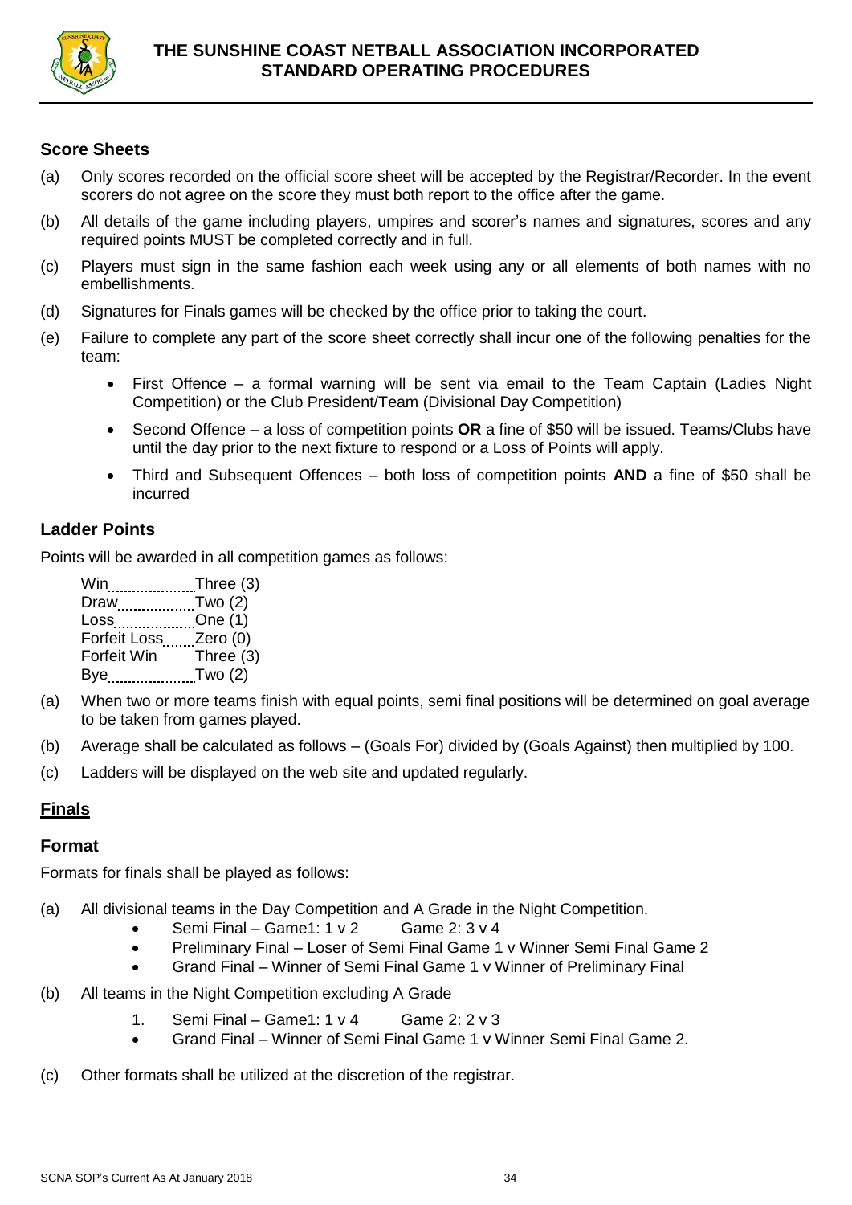### Score Sheets

(a) Only scores recorded on the official score sheet will be accepted by the Registrar/Recorder. In the event scorers do not agree on the score they must both report to the office after the game.

(b) All details of the game including players, umpires and scorer's names and signatures, scores and any required points MUST be completed correctly and in full.

(c) Players must sign in the same fashion each week using any or all elements of both names with no embellishments.

(d) Signatures for Finals games will be checked by the office prior to taking the court.

(e) Failure to complete any part of the score sheet correctly shall incur one of the following penalties for the team:

- First Offence – a formal warning will be sent via email to the Team Captain (Ladies Night Competition) or the Club President/Team (Divisional Day Competition)
- Second Offence – a loss of competition points **OR** a fine of $50 will be issued. Teams/Clubs have until the day prior to the next fixture to respond or a Loss of Points will apply.
- Third and Subsequent Offences – both loss of competition points **AND** a fine of $50 shall be incurred

### Ladder Points

Points will be awarded in all competition games as follows:

Win.................Three (3)
Draw................Two (2)
Loss................One (1)
Forfeit Loss........Zero (0)
Forfeit Win.........Three (3)
Bye.................Two (2)

(a) When two or more teams finish with equal points, semi final positions will be determined on goal average to be taken from games played.

(b) Average shall be calculated as follows – (Goals For) divided by (Goals Against) then multiplied by 100.

(c) Ladders will be displayed on the web site and updated regularly.

## Finals

### Format

Formats for finals shall be played as follows:

(a) All divisional teams in the Day Competition and A Grade in the Night Competition.
- Semi Final – Game1: 1 v 2 Game 2: 3 v 4
- Preliminary Final – Loser of Semi Final Game 1 v Winner Semi Final Game 2
- Grand Final – Winner of Semi Final Game 1 v Winner of Preliminary Final

(b) All teams in the Night Competition excluding A Grade
1. Semi Final – Game1: 1 v 4 Game 2: 2 v 3
- Grand Final – Winner of Semi Final Game 1 v Winner Semi Final Game 2.

(c) Other formats shall be utilized at the discretion of the registrar.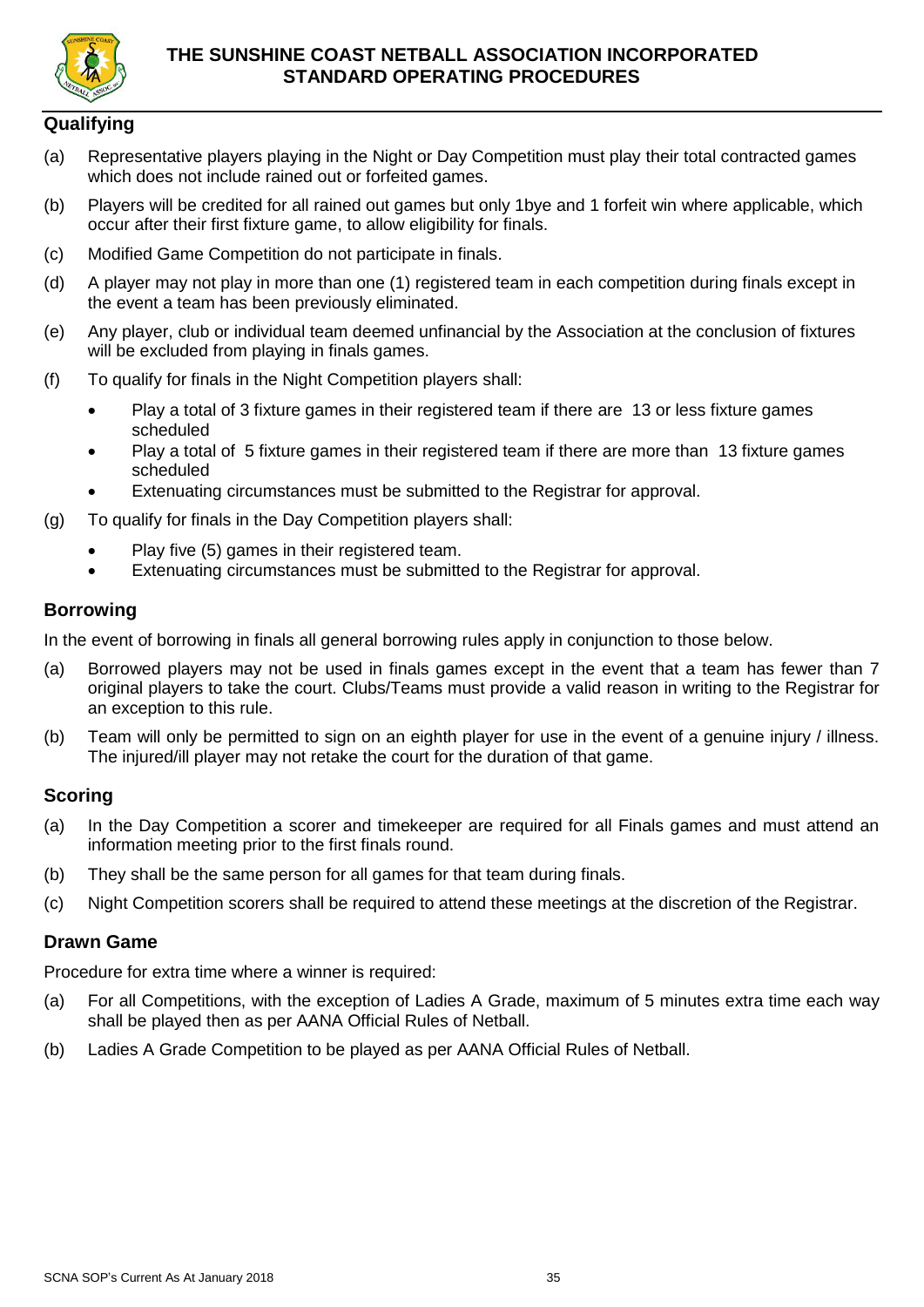## Qualifying

(a) Representative players playing in the Night or Day Competition must play their total contracted games which does not include rained out or forfeited games.

(b) Players will be credited for all rained out games but only 1bye and 1 forfeit win where applicable, which occur after their first fixture game, to allow eligibility for finals.

(c) Modified Game Competition do not participate in finals.

(d) A player may not play in more than one (1) registered team in each competition during finals except in the event a team has been previously eliminated.

(e) Any player, club or individual team deemed unfinancial by the Association at the conclusion of fixtures will be excluded from playing in finals games.

(f) To qualify for finals in the Night Competition players shall:

- Play a total of 3 fixture games in their registered team if there are 13 or less fixture games scheduled
- Play a total of 5 fixture games in their registered team if there are more than 13 fixture games scheduled
- Extenuating circumstances must be submitted to the Registrar for approval.

(g) To qualify for finals in the Day Competition players shall:

- Play five (5) games in their registered team.
- Extenuating circumstances must be submitted to the Registrar for approval.

## Borrowing

In the event of borrowing in finals all general borrowing rules apply in conjunction to those below.

(a) Borrowed players may not be used in finals games except in the event that a team has fewer than 7 original players to take the court. Clubs/Teams must provide a valid reason in writing to the Registrar for an exception to this rule.

(b) Team will only be permitted to sign on an eighth player for use in the event of a genuine injury / illness. The injured/ill player may not retake the court for the duration of that game.

## Scoring

(a) In the Day Competition a scorer and timekeeper are required for all Finals games and must attend an information meeting prior to the first finals round.

(b) They shall be the same person for all games for that team during finals.

(c) Night Competition scorers shall be required to attend these meetings at the discretion of the Registrar.

## Drawn Game

Procedure for extra time where a winner is required:

(a) For all Competitions, with the exception of Ladies A Grade, maximum of 5 minutes extra time each way shall be played then as per AANA Official Rules of Netball.

(b) Ladies A Grade Competition to be played as per AANA Official Rules of Netball.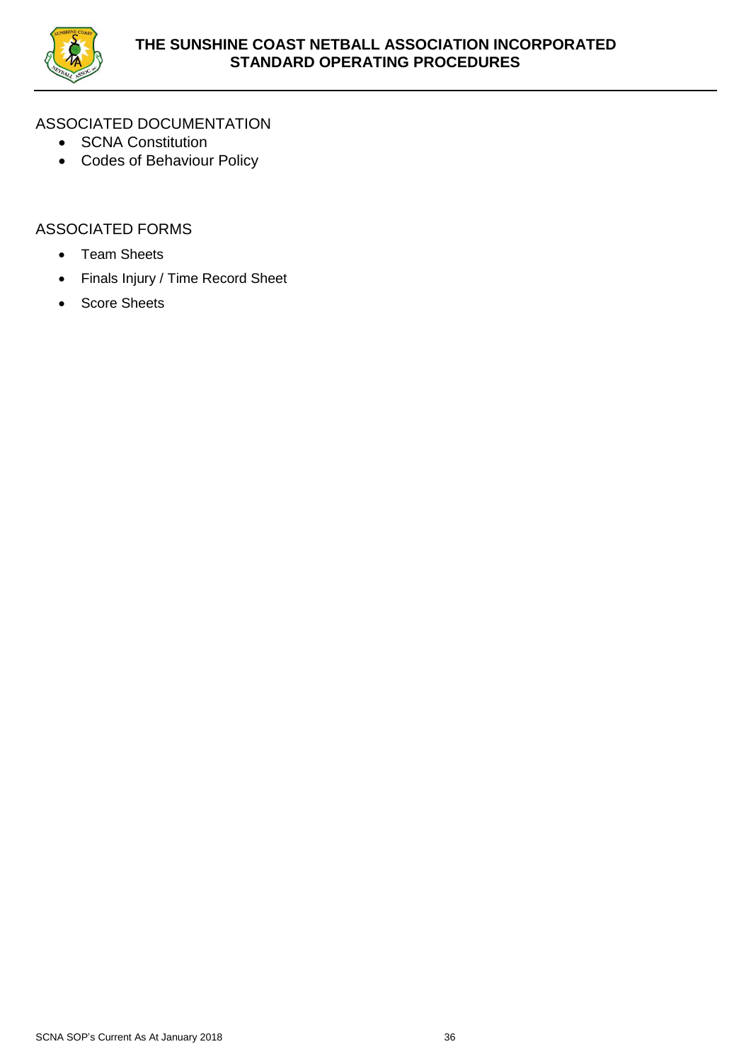ASSOCIATED DOCUMENTATION

- SCNA Constitution
- Codes of Behaviour Policy

ASSOCIATED FORMS

- Team Sheets
- Finals Injury / Time Record Sheet
- Score Sheets